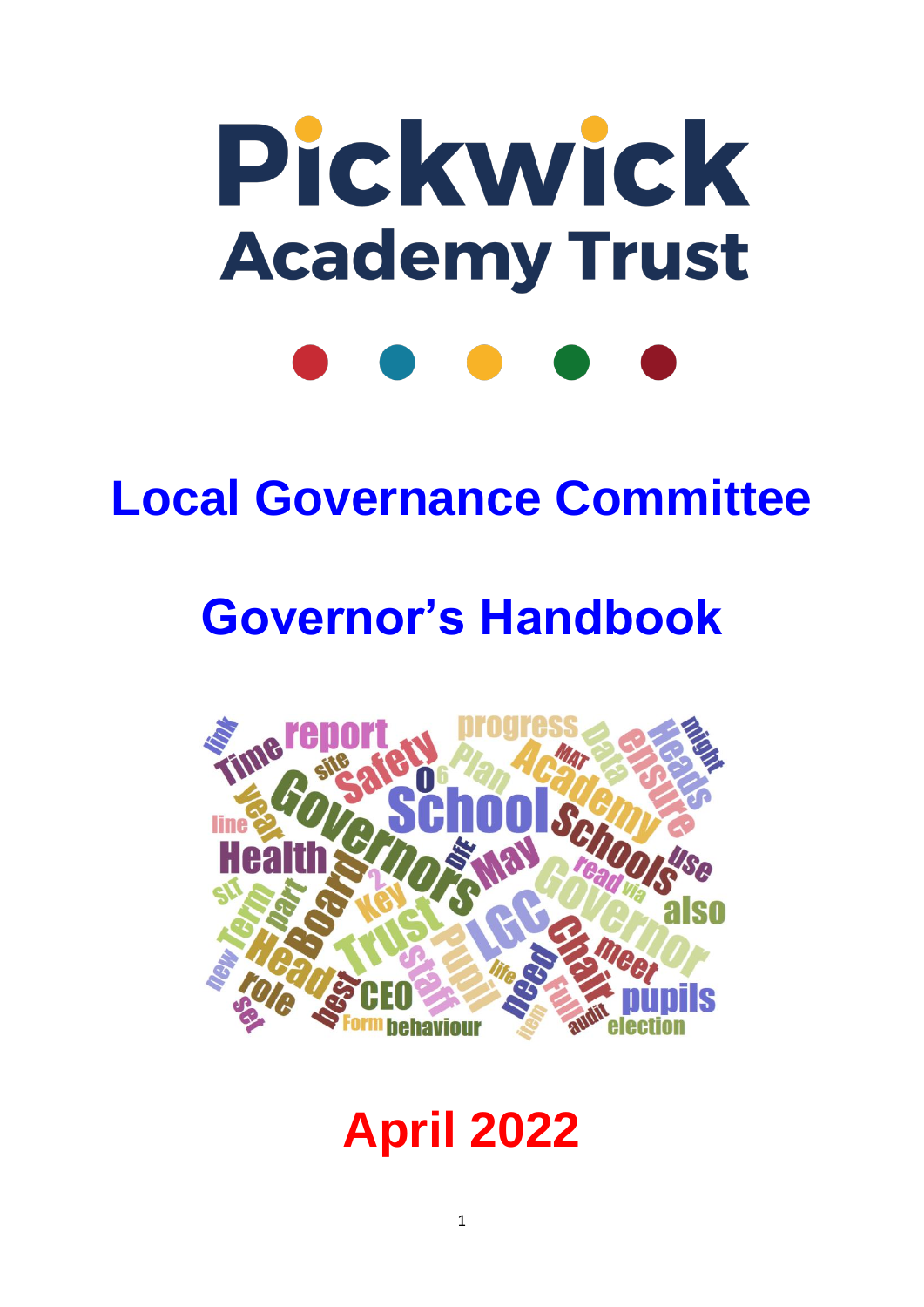# Pickwick Academy Trust

# Local Governance Committee

# Governor's Handbook

## April 2022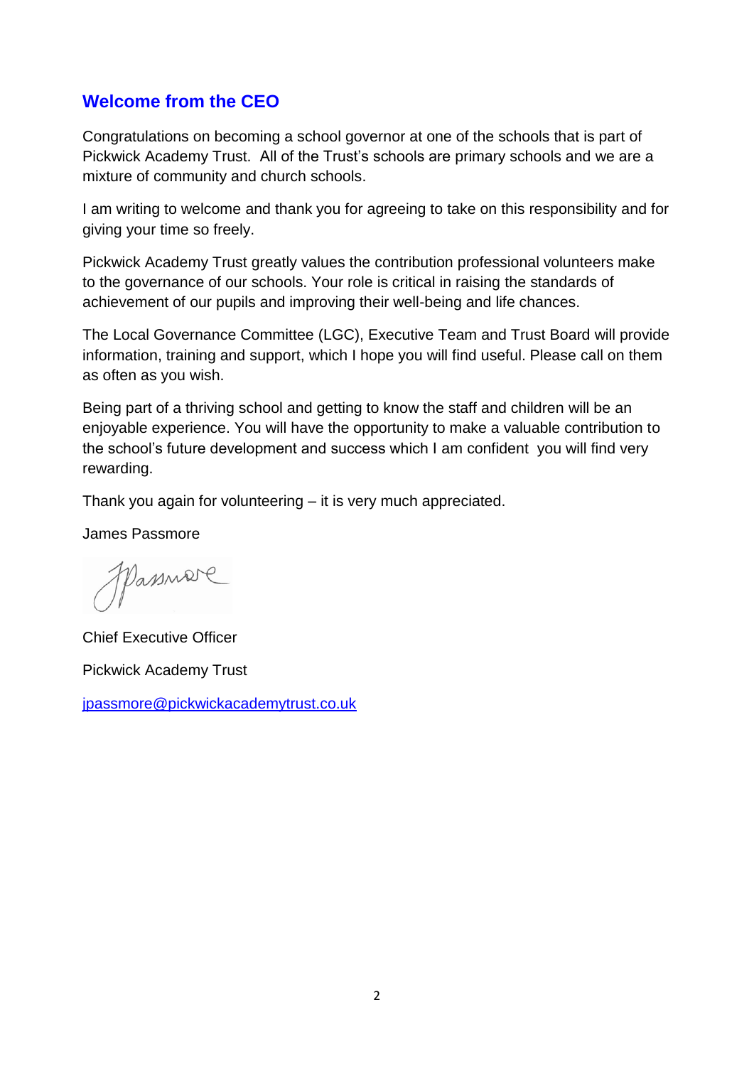## Welcome from the CEO

Congratulations on becoming a school governor at one of the schools that is part of Pickwick Academy Trust. All of the Trust's schools are primary schools and we are a mixture of community and church schools.

I am writing to welcome and thank you for agreeing to take on this responsibility and for giving your time so freely.

Pickwick Academy Trust greatly values the contribution professional volunteers make to the governance of our schools. Your role is critical in raising the standards of achievement of our pupils and improving their well-being and life chances.

The Local Governance Committee (LGC), Executive Team and Trust Board will provide information, training and support, which I hope you will find useful. Please call on them as often as you wish.

Being part of a thriving school and getting to know the staff and children will be an enjoyable experience. You will have the opportunity to make a valuable contribution to the school's future development and success which I am confident you will find very rewarding.

Thank you again for volunteering – it is very much appreciated.

James Passmore

Chief Executive Officer

Pickwick Academy Trust

jpassmore@pickwickacademytrust.co.uk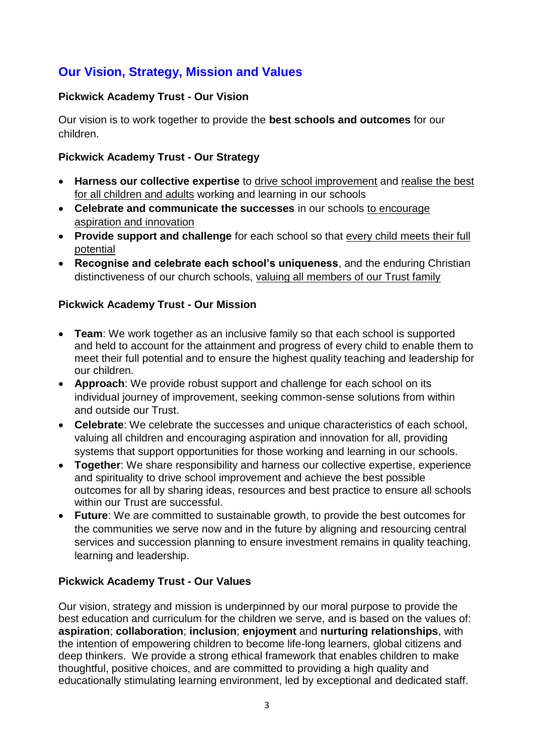## Our Vision, Strategy, Mission and Values

### Pickwick Academy Trust - Our Vision

Our vision is to work together to provide the **best schools and outcomes** for our children.

### Pickwick Academy Trust - Our Strategy

- **Harness our collective expertise** to drive school improvement and realise the best for all children and adults working and learning in our schools
- **Celebrate and communicate the successes** in our schools to encourage aspiration and innovation
- **Provide support and challenge** for each school so that every child meets their full potential
- **Recognise and celebrate each school's uniqueness**, and the enduring Christian distinctiveness of our church schools, valuing all members of our Trust family

### Pickwick Academy Trust - Our Mission

- **Team**: We work together as an inclusive family so that each school is supported and held to account for the attainment and progress of every child to enable them to meet their full potential and to ensure the highest quality teaching and leadership for our children.
- **Approach**: We provide robust support and challenge for each school on its individual journey of improvement, seeking common-sense solutions from within and outside our Trust.
- **Celebrate**: We celebrate the successes and unique characteristics of each school, valuing all children and encouraging aspiration and innovation for all, providing systems that support opportunities for those working and learning in our schools.
- **Together**: We share responsibility and harness our collective expertise, experience and spirituality to drive school improvement and achieve the best possible outcomes for all by sharing ideas, resources and best practice to ensure all schools within our Trust are successful.
- **Future**: We are committed to sustainable growth, to provide the best outcomes for the communities we serve now and in the future by aligning and resourcing central services and succession planning to ensure investment remains in quality teaching, learning and leadership.

### Pickwick Academy Trust - Our Values

Our vision, strategy and mission is underpinned by our moral purpose to provide the best education and curriculum for the children we serve, and is based on the values of: **aspiration**; **collaboration**; **inclusion**; **enjoyment** and **nurturing relationships**, with the intention of empowering children to become life-long learners, global citizens and deep thinkers. We provide a strong ethical framework that enables children to make thoughtful, positive choices, and are committed to providing a high quality and educationally stimulating learning environment, led by exceptional and dedicated staff.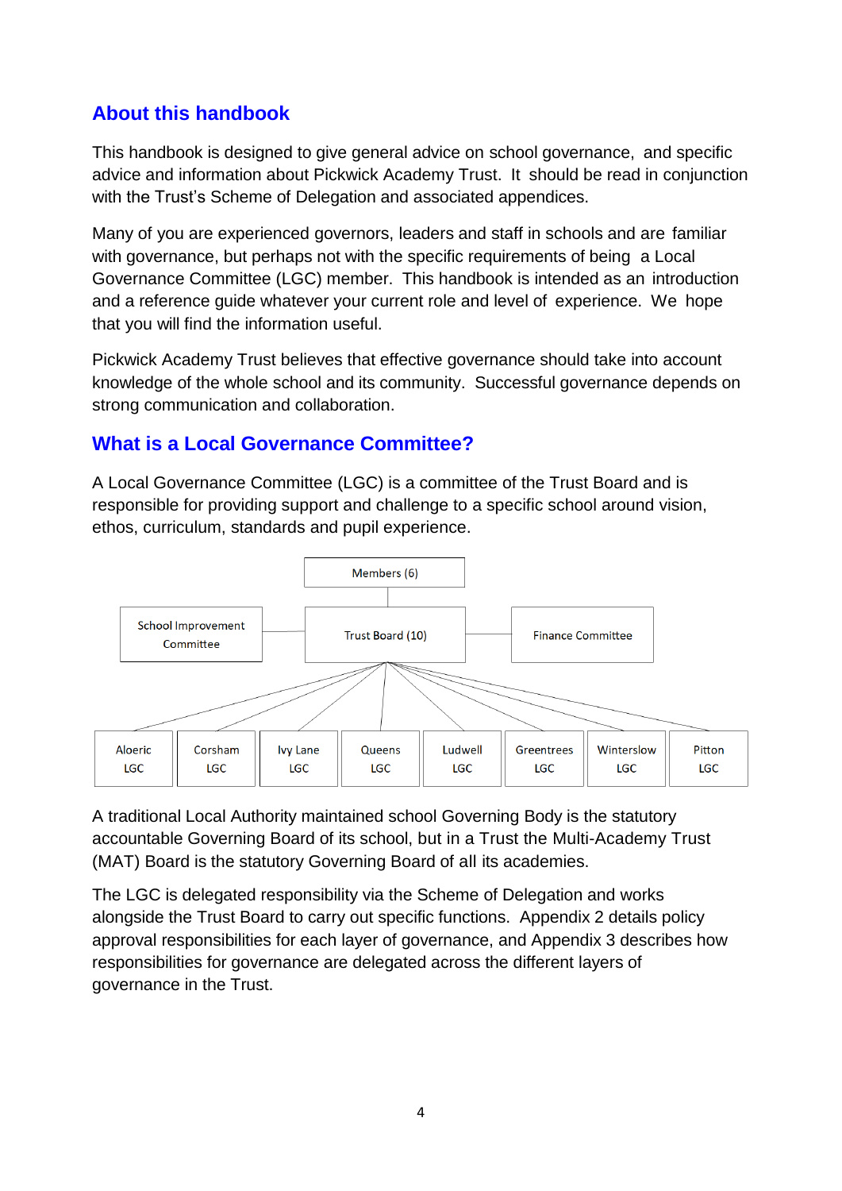## About this handbook

This handbook is designed to give general advice on school governance, and specific advice and information about Pickwick Academy Trust. It should be read in conjunction with the Trust's Scheme of Delegation and associated appendices.

Many of you are experienced governors, leaders and staff in schools and are familiar with governance, but perhaps not with the specific requirements of being a Local Governance Committee (LGC) member. This handbook is intended as an introduction and a reference guide whatever your current role and level of experience. We hope that you will find the information useful.

Pickwick Academy Trust believes that effective governance should take into account knowledge of the whole school and its community. Successful governance depends on strong communication and collaboration.

## What is a Local Governance Committee?

A Local Governance Committee (LGC) is a committee of the Trust Board and is responsible for providing support and challenge to a specific school around vision, ethos, curriculum, standards and pupil experience.

Members (6)

School Improvement Committee — Trust Board (10) — Finance Committee

Aloeric LGC | Corsham LGC | Ivy Lane LGC | Queens LGC | Ludwell LGC | Greentrees LGC | Winterslow LGC | Pitton LGC

A traditional Local Authority maintained school Governing Body is the statutory accountable Governing Board of its school, but in a Trust the Multi-Academy Trust (MAT) Board is the statutory Governing Board of all its academies.

The LGC is delegated responsibility via the Scheme of Delegation and works alongside the Trust Board to carry out specific functions. Appendix 2 details policy approval responsibilities for each layer of governance, and Appendix 3 describes how responsibilities for governance are delegated across the different layers of governance in the Trust.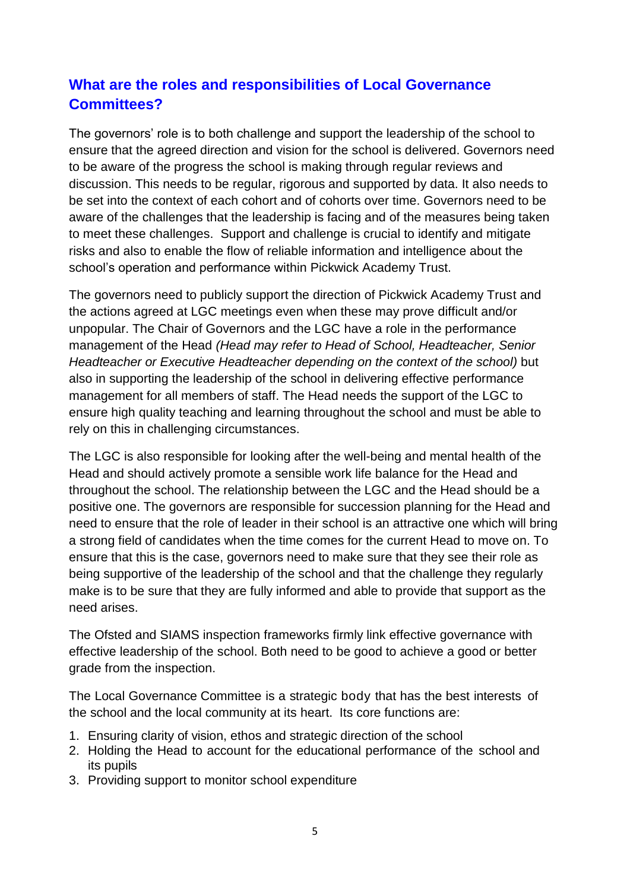## What are the roles and responsibilities of Local Governance Committees?

The governors' role is to both challenge and support the leadership of the school to ensure that the agreed direction and vision for the school is delivered. Governors need to be aware of the progress the school is making through regular reviews and discussion. This needs to be regular, rigorous and supported by data. It also needs to be set into the context of each cohort and of cohorts over time. Governors need to be aware of the challenges that the leadership is facing and of the measures being taken to meet these challenges. Support and challenge is crucial to identify and mitigate risks and also to enable the flow of reliable information and intelligence about the school's operation and performance within Pickwick Academy Trust.

The governors need to publicly support the direction of Pickwick Academy Trust and the actions agreed at LGC meetings even when these may prove difficult and/or unpopular. The Chair of Governors and the LGC have a role in the performance management of the Head *(Head may refer to Head of School, Headteacher, Senior Headteacher or Executive Headteacher depending on the context of the school)* but also in supporting the leadership of the school in delivering effective performance management for all members of staff. The Head needs the support of the LGC to ensure high quality teaching and learning throughout the school and must be able to rely on this in challenging circumstances.

The LGC is also responsible for looking after the well-being and mental health of the Head and should actively promote a sensible work life balance for the Head and throughout the school. The relationship between the LGC and the Head should be a positive one. The governors are responsible for succession planning for the Head and need to ensure that the role of leader in their school is an attractive one which will bring a strong field of candidates when the time comes for the current Head to move on. To ensure that this is the case, governors need to make sure that they see their role as being supportive of the leadership of the school and that the challenge they regularly make is to be sure that they are fully informed and able to provide that support as the need arises.

The Ofsted and SIAMS inspection frameworks firmly link effective governance with effective leadership of the school. Both need to be good to achieve a good or better grade from the inspection.

The Local Governance Committee is a strategic body that has the best interests of the school and the local community at its heart. Its core functions are:

1. Ensuring clarity of vision, ethos and strategic direction of the school
2. Holding the Head to account for the educational performance of the school and its pupils
3. Providing support to monitor school expenditure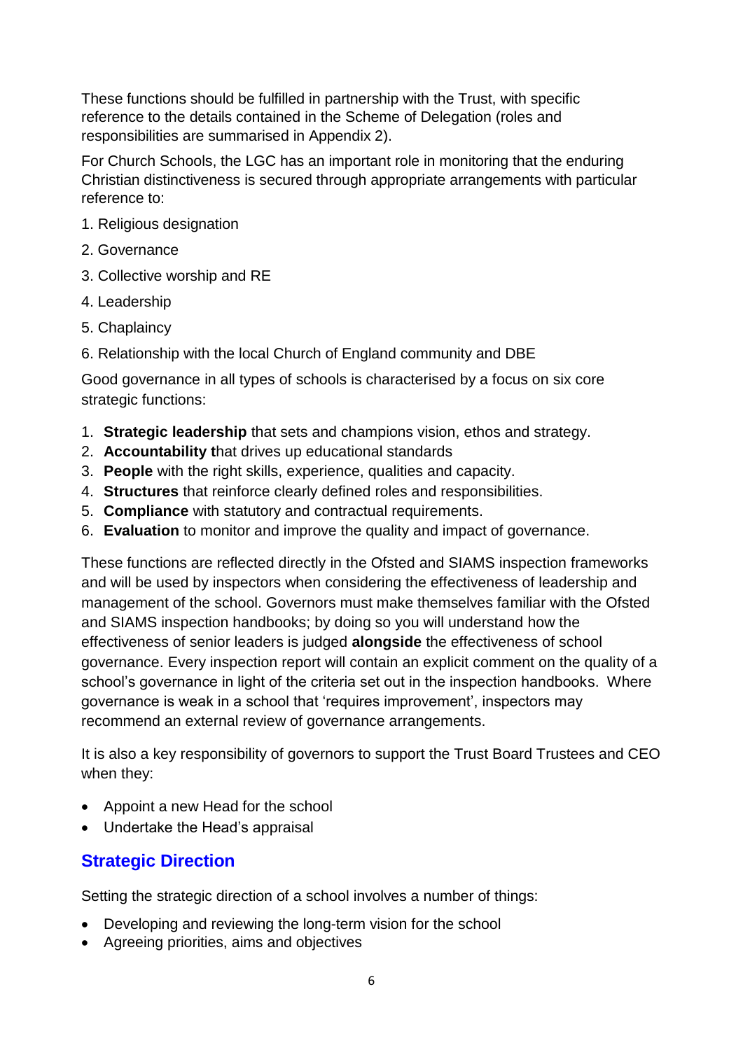These functions should be fulfilled in partnership with the Trust, with specific reference to the details contained in the Scheme of Delegation (roles and responsibilities are summarised in Appendix 2).

For Church Schools, the LGC has an important role in monitoring that the enduring Christian distinctiveness is secured through appropriate arrangements with particular reference to:

1. Religious designation
2. Governance
3. Collective worship and RE
4. Leadership
5. Chaplaincy
6. Relationship with the local Church of England community and DBE

Good governance in all types of schools is characterised by a focus on six core strategic functions:

1. **Strategic leadership** that sets and champions vision, ethos and strategy.
2. **Accountability t**hat drives up educational standards
3. **People** with the right skills, experience, qualities and capacity.
4. **Structures** that reinforce clearly defined roles and responsibilities.
5. **Compliance** with statutory and contractual requirements.
6. **Evaluation** to monitor and improve the quality and impact of governance.

These functions are reflected directly in the Ofsted and SIAMS inspection frameworks and will be used by inspectors when considering the effectiveness of leadership and management of the school. Governors must make themselves familiar with the Ofsted and SIAMS inspection handbooks; by doing so you will understand how the effectiveness of senior leaders is judged **alongside** the effectiveness of school governance. Every inspection report will contain an explicit comment on the quality of a school's governance in light of the criteria set out in the inspection handbooks. Where governance is weak in a school that 'requires improvement', inspectors may recommend an external review of governance arrangements.

It is also a key responsibility of governors to support the Trust Board Trustees and CEO when they:

- Appoint a new Head for the school
- Undertake the Head's appraisal

## Strategic Direction

Setting the strategic direction of a school involves a number of things:

- Developing and reviewing the long-term vision for the school
- Agreeing priorities, aims and objectives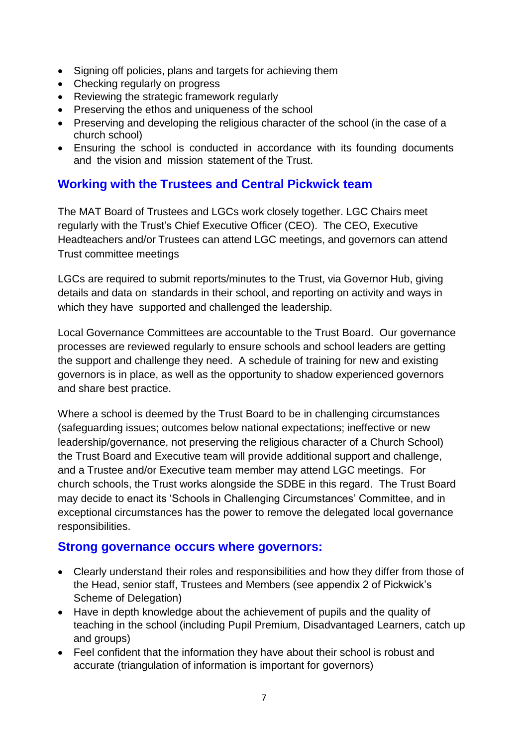- Signing off policies, plans and targets for achieving them
- Checking regularly on progress
- Reviewing the strategic framework regularly
- Preserving the ethos and uniqueness of the school
- Preserving and developing the religious character of the school (in the case of a church school)
- Ensuring the school is conducted in accordance with its founding documents and the vision and mission statement of the Trust.

## Working with the Trustees and Central Pickwick team

The MAT Board of Trustees and LGCs work closely together. LGC Chairs meet regularly with the Trust's Chief Executive Officer (CEO). The CEO, Executive Headteachers and/or Trustees can attend LGC meetings, and governors can attend Trust committee meetings

LGCs are required to submit reports/minutes to the Trust, via Governor Hub, giving details and data on standards in their school, and reporting on activity and ways in which they have supported and challenged the leadership.

Local Governance Committees are accountable to the Trust Board. Our governance processes are reviewed regularly to ensure schools and school leaders are getting the support and challenge they need. A schedule of training for new and existing governors is in place, as well as the opportunity to shadow experienced governors and share best practice.

Where a school is deemed by the Trust Board to be in challenging circumstances (safeguarding issues; outcomes below national expectations; ineffective or new leadership/governance, not preserving the religious character of a Church School) the Trust Board and Executive team will provide additional support and challenge, and a Trustee and/or Executive team member may attend LGC meetings. For church schools, the Trust works alongside the SDBE in this regard. The Trust Board may decide to enact its 'Schools in Challenging Circumstances' Committee, and in exceptional circumstances has the power to remove the delegated local governance responsibilities.

## Strong governance occurs where governors:

- Clearly understand their roles and responsibilities and how they differ from those of the Head, senior staff, Trustees and Members (see appendix 2 of Pickwick's Scheme of Delegation)
- Have in depth knowledge about the achievement of pupils and the quality of teaching in the school (including Pupil Premium, Disadvantaged Learners, catch up and groups)
- Feel confident that the information they have about their school is robust and accurate (triangulation of information is important for governors)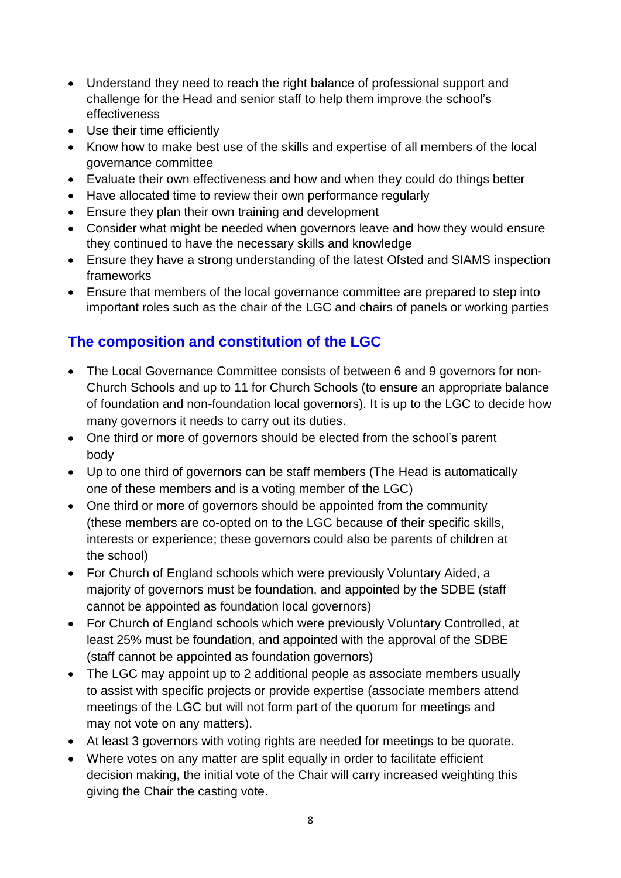- Understand they need to reach the right balance of professional support and challenge for the Head and senior staff to help them improve the school's effectiveness
- Use their time efficiently
- Know how to make best use of the skills and expertise of all members of the local governance committee
- Evaluate their own effectiveness and how and when they could do things better
- Have allocated time to review their own performance regularly
- Ensure they plan their own training and development
- Consider what might be needed when governors leave and how they would ensure they continued to have the necessary skills and knowledge
- Ensure they have a strong understanding of the latest Ofsted and SIAMS inspection frameworks
- Ensure that members of the local governance committee are prepared to step into important roles such as the chair of the LGC and chairs of panels or working parties

## The composition and constitution of the LGC

- The Local Governance Committee consists of between 6 and 9 governors for non-Church Schools and up to 11 for Church Schools (to ensure an appropriate balance of foundation and non-foundation local governors). It is up to the LGC to decide how many governors it needs to carry out its duties.
- One third or more of governors should be elected from the school's parent body
- Up to one third of governors can be staff members (The Head is automatically one of these members and is a voting member of the LGC)
- One third or more of governors should be appointed from the community (these members are co-opted on to the LGC because of their specific skills, interests or experience; these governors could also be parents of children at the school)
- For Church of England schools which were previously Voluntary Aided, a majority of governors must be foundation, and appointed by the SDBE (staff cannot be appointed as foundation local governors)
- For Church of England schools which were previously Voluntary Controlled, at least 25% must be foundation, and appointed with the approval of the SDBE (staff cannot be appointed as foundation governors)
- The LGC may appoint up to 2 additional people as associate members usually to assist with specific projects or provide expertise (associate members attend meetings of the LGC but will not form part of the quorum for meetings and may not vote on any matters).
- At least 3 governors with voting rights are needed for meetings to be quorate.
- Where votes on any matter are split equally in order to facilitate efficient decision making, the initial vote of the Chair will carry increased weighting this giving the Chair the casting vote.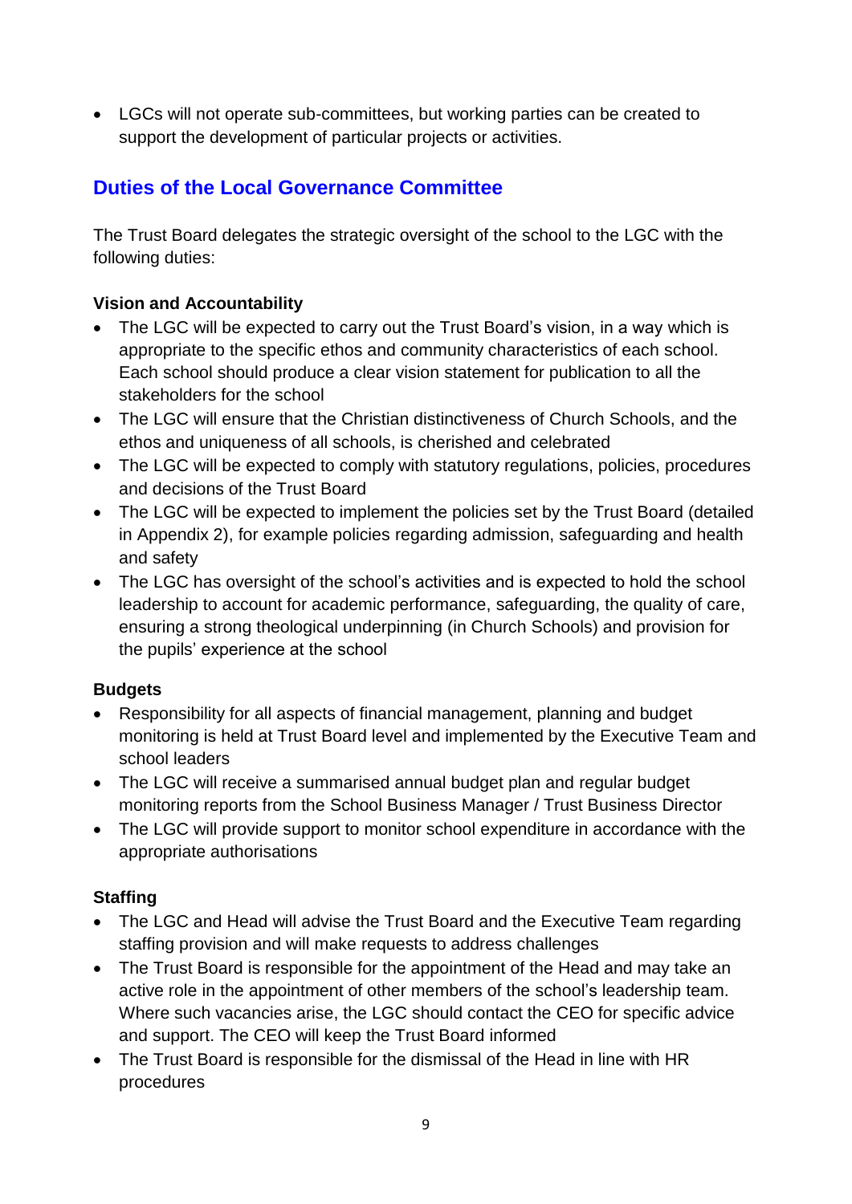- LGCs will not operate sub-committees, but working parties can be created to support the development of particular projects or activities.

## Duties of the Local Governance Committee

The Trust Board delegates the strategic oversight of the school to the LGC with the following duties:

**Vision and Accountability**

- The LGC will be expected to carry out the Trust Board's vision, in a way which is appropriate to the specific ethos and community characteristics of each school. Each school should produce a clear vision statement for publication to all the stakeholders for the school
- The LGC will ensure that the Christian distinctiveness of Church Schools, and the ethos and uniqueness of all schools, is cherished and celebrated
- The LGC will be expected to comply with statutory regulations, policies, procedures and decisions of the Trust Board
- The LGC will be expected to implement the policies set by the Trust Board (detailed in Appendix 2), for example policies regarding admission, safeguarding and health and safety
- The LGC has oversight of the school's activities and is expected to hold the school leadership to account for academic performance, safeguarding, the quality of care, ensuring a strong theological underpinning (in Church Schools) and provision for the pupils' experience at the school

**Budgets**

- Responsibility for all aspects of financial management, planning and budget monitoring is held at Trust Board level and implemented by the Executive Team and school leaders
- The LGC will receive a summarised annual budget plan and regular budget monitoring reports from the School Business Manager / Trust Business Director
- The LGC will provide support to monitor school expenditure in accordance with the appropriate authorisations

**Staffing**

- The LGC and Head will advise the Trust Board and the Executive Team regarding staffing provision and will make requests to address challenges
- The Trust Board is responsible for the appointment of the Head and may take an active role in the appointment of other members of the school's leadership team. Where such vacancies arise, the LGC should contact the CEO for specific advice and support. The CEO will keep the Trust Board informed
- The Trust Board is responsible for the dismissal of the Head in line with HR procedures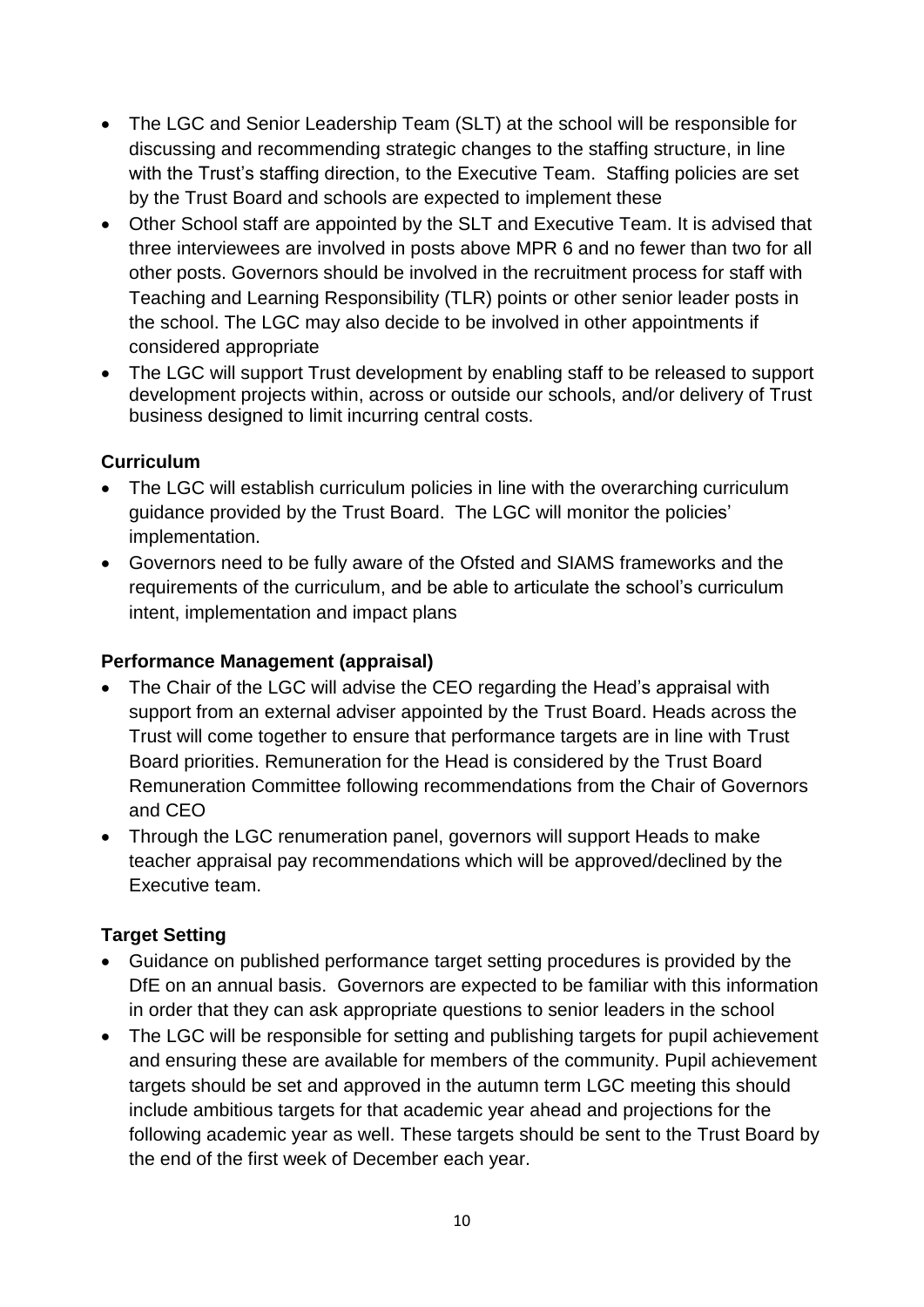- The LGC and Senior Leadership Team (SLT) at the school will be responsible for discussing and recommending strategic changes to the staffing structure, in line with the Trust's staffing direction, to the Executive Team. Staffing policies are set by the Trust Board and schools are expected to implement these
- Other School staff are appointed by the SLT and Executive Team. It is advised that three interviewees are involved in posts above MPR 6 and no fewer than two for all other posts. Governors should be involved in the recruitment process for staff with Teaching and Learning Responsibility (TLR) points or other senior leader posts in the school. The LGC may also decide to be involved in other appointments if considered appropriate
- The LGC will support Trust development by enabling staff to be released to support development projects within, across or outside our schools, and/or delivery of Trust business designed to limit incurring central costs.

**Curriculum**

- The LGC will establish curriculum policies in line with the overarching curriculum guidance provided by the Trust Board. The LGC will monitor the policies' implementation.
- Governors need to be fully aware of the Ofsted and SIAMS frameworks and the requirements of the curriculum, and be able to articulate the school's curriculum intent, implementation and impact plans

**Performance Management (appraisal)**

- The Chair of the LGC will advise the CEO regarding the Head's appraisal with support from an external adviser appointed by the Trust Board. Heads across the Trust will come together to ensure that performance targets are in line with Trust Board priorities. Remuneration for the Head is considered by the Trust Board Remuneration Committee following recommendations from the Chair of Governors and CEO
- Through the LGC renumeration panel, governors will support Heads to make teacher appraisal pay recommendations which will be approved/declined by the Executive team.

**Target Setting**

- Guidance on published performance target setting procedures is provided by the DfE on an annual basis. Governors are expected to be familiar with this information in order that they can ask appropriate questions to senior leaders in the school
- The LGC will be responsible for setting and publishing targets for pupil achievement and ensuring these are available for members of the community. Pupil achievement targets should be set and approved in the autumn term LGC meeting this should include ambitious targets for that academic year ahead and projections for the following academic year as well. These targets should be sent to the Trust Board by the end of the first week of December each year.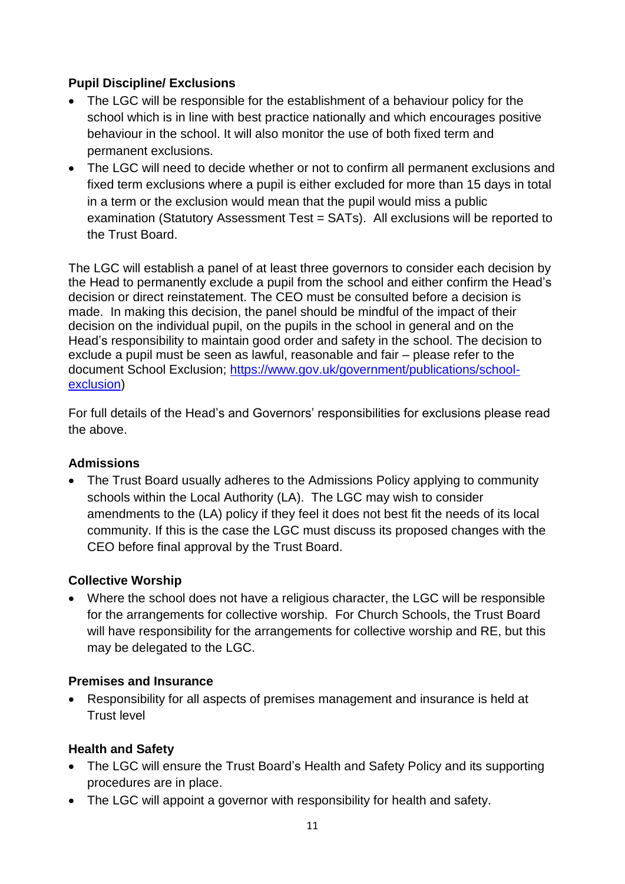**Pupil Discipline/ Exclusions**

- The LGC will be responsible for the establishment of a behaviour policy for the school which is in line with best practice nationally and which encourages positive behaviour in the school. It will also monitor the use of both fixed term and permanent exclusions.
- The LGC will need to decide whether or not to confirm all permanent exclusions and fixed term exclusions where a pupil is either excluded for more than 15 days in total in a term or the exclusion would mean that the pupil would miss a public examination (Statutory Assessment Test = SATs). All exclusions will be reported to the Trust Board.

The LGC will establish a panel of at least three governors to consider each decision by the Head to permanently exclude a pupil from the school and either confirm the Head's decision or direct reinstatement. The CEO must be consulted before a decision is made. In making this decision, the panel should be mindful of the impact of their decision on the individual pupil, on the pupils in the school in general and on the Head's responsibility to maintain good order and safety in the school. The decision to exclude a pupil must be seen as lawful, reasonable and fair – please refer to the document School Exclusion; [https://www.gov.uk/government/publications/school-exclusion](https://www.gov.uk/government/publications/school-exclusion))

For full details of the Head's and Governors' responsibilities for exclusions please read the above.

**Admissions**

- The Trust Board usually adheres to the Admissions Policy applying to community schools within the Local Authority (LA). The LGC may wish to consider amendments to the (LA) policy if they feel it does not best fit the needs of its local community. If this is the case the LGC must discuss its proposed changes with the CEO before final approval by the Trust Board.

**Collective Worship**

- Where the school does not have a religious character, the LGC will be responsible for the arrangements for collective worship. For Church Schools, the Trust Board will have responsibility for the arrangements for collective worship and RE, but this may be delegated to the LGC.

**Premises and Insurance**

- Responsibility for all aspects of premises management and insurance is held at Trust level

**Health and Safety**

- The LGC will ensure the Trust Board's Health and Safety Policy and its supporting procedures are in place.
- The LGC will appoint a governor with responsibility for health and safety.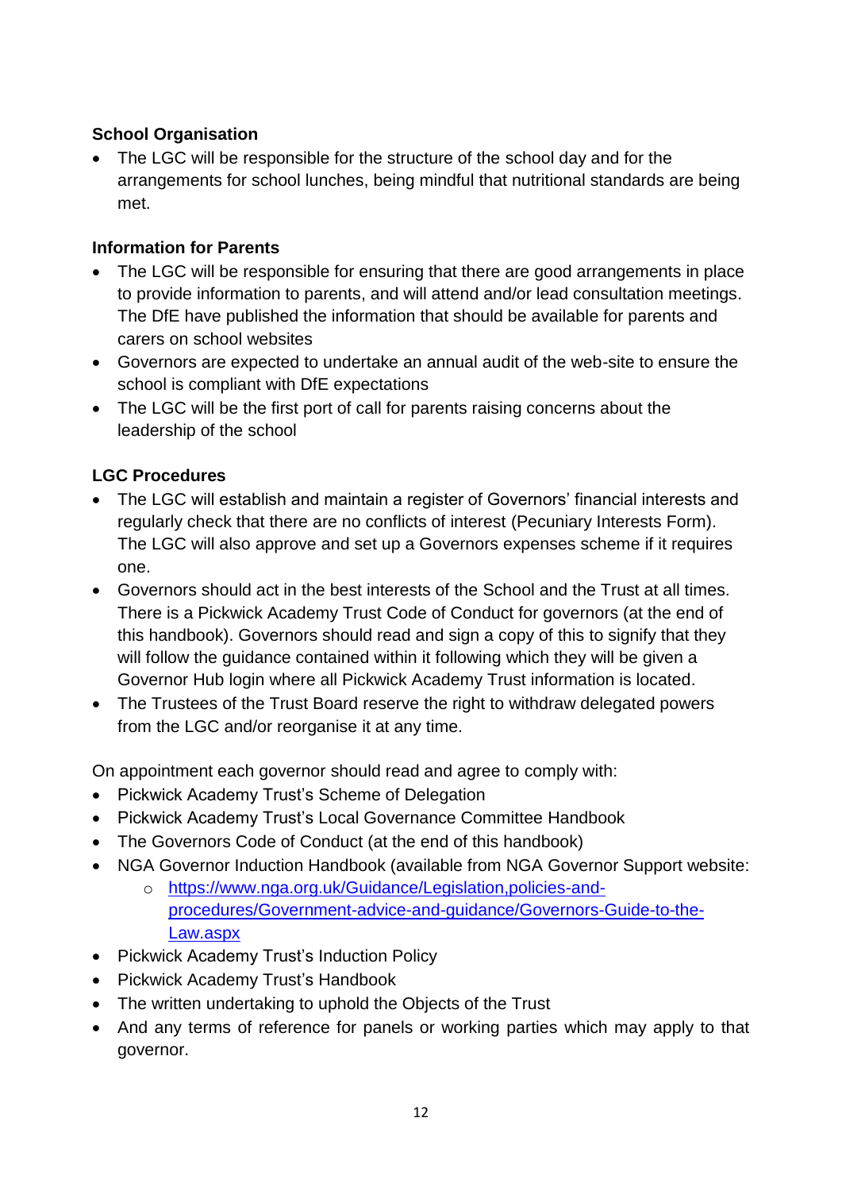**School Organisation**

- The LGC will be responsible for the structure of the school day and for the arrangements for school lunches, being mindful that nutritional standards are being met.

**Information for Parents**

- The LGC will be responsible for ensuring that there are good arrangements in place to provide information to parents, and will attend and/or lead consultation meetings. The DfE have published the information that should be available for parents and carers on school websites
- Governors are expected to undertake an annual audit of the web-site to ensure the school is compliant with DfE expectations
- The LGC will be the first port of call for parents raising concerns about the leadership of the school

**LGC Procedures**

- The LGC will establish and maintain a register of Governors' financial interests and regularly check that there are no conflicts of interest (Pecuniary Interests Form). The LGC will also approve and set up a Governors expenses scheme if it requires one.
- Governors should act in the best interests of the School and the Trust at all times. There is a Pickwick Academy Trust Code of Conduct for governors (at the end of this handbook). Governors should read and sign a copy of this to signify that they will follow the guidance contained within it following which they will be given a Governor Hub login where all Pickwick Academy Trust information is located.
- The Trustees of the Trust Board reserve the right to withdraw delegated powers from the LGC and/or reorganise it at any time.

On appointment each governor should read and agree to comply with:

- Pickwick Academy Trust's Scheme of Delegation
- Pickwick Academy Trust's Local Governance Committee Handbook
- The Governors Code of Conduct (at the end of this handbook)
- NGA Governor Induction Handbook (available from NGA Governor Support website:
  - [https://www.nga.org.uk/Guidance/Legislation,policies-and-procedures/Government-advice-and-guidance/Governors-Guide-to-the-Law.aspx](https://www.nga.org.uk/Guidance/Legislation,policies-and-procedures/Government-advice-and-guidance/Governors-Guide-to-the-Law.aspx)
- Pickwick Academy Trust's Induction Policy
- Pickwick Academy Trust's Handbook
- The written undertaking to uphold the Objects of the Trust
- And any terms of reference for panels or working parties which may apply to that governor.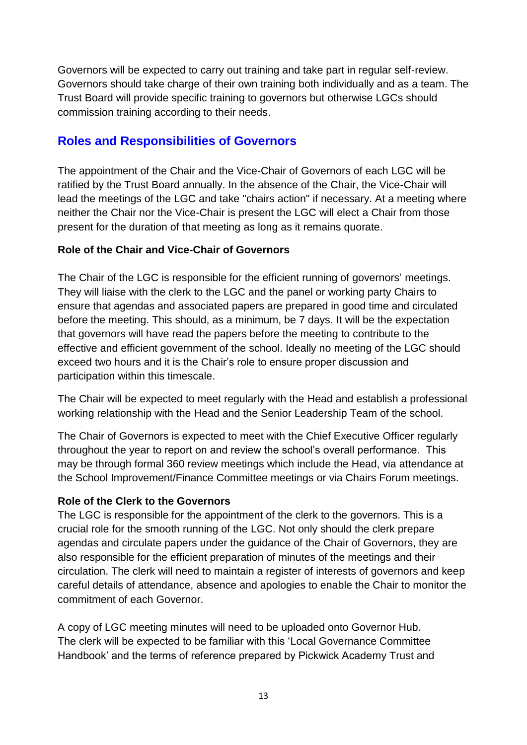Governors will be expected to carry out training and take part in regular self-review. Governors should take charge of their own training both individually and as a team. The Trust Board will provide specific training to governors but otherwise LGCs should commission training according to their needs.

## Roles and Responsibilities of Governors

The appointment of the Chair and the Vice-Chair of Governors of each LGC will be ratified by the Trust Board annually. In the absence of the Chair, the Vice-Chair will lead the meetings of the LGC and take "chairs action" if necessary. At a meeting where neither the Chair nor the Vice-Chair is present the LGC will elect a Chair from those present for the duration of that meeting as long as it remains quorate.

### Role of the Chair and Vice-Chair of Governors

The Chair of the LGC is responsible for the efficient running of governors' meetings. They will liaise with the clerk to the LGC and the panel or working party Chairs to ensure that agendas and associated papers are prepared in good time and circulated before the meeting. This should, as a minimum, be 7 days. It will be the expectation that governors will have read the papers before the meeting to contribute to the effective and efficient government of the school. Ideally no meeting of the LGC should exceed two hours and it is the Chair's role to ensure proper discussion and participation within this timescale.

The Chair will be expected to meet regularly with the Head and establish a professional working relationship with the Head and the Senior Leadership Team of the school.

The Chair of Governors is expected to meet with the Chief Executive Officer regularly throughout the year to report on and review the school's overall performance. This may be through formal 360 review meetings which include the Head, via attendance at the School Improvement/Finance Committee meetings or via Chairs Forum meetings.

### Role of the Clerk to the Governors

The LGC is responsible for the appointment of the clerk to the governors. This is a crucial role for the smooth running of the LGC. Not only should the clerk prepare agendas and circulate papers under the guidance of the Chair of Governors, they are also responsible for the efficient preparation of minutes of the meetings and their circulation. The clerk will need to maintain a register of interests of governors and keep careful details of attendance, absence and apologies to enable the Chair to monitor the commitment of each Governor.

A copy of LGC meeting minutes will need to be uploaded onto Governor Hub. The clerk will be expected to be familiar with this 'Local Governance Committee Handbook' and the terms of reference prepared by Pickwick Academy Trust and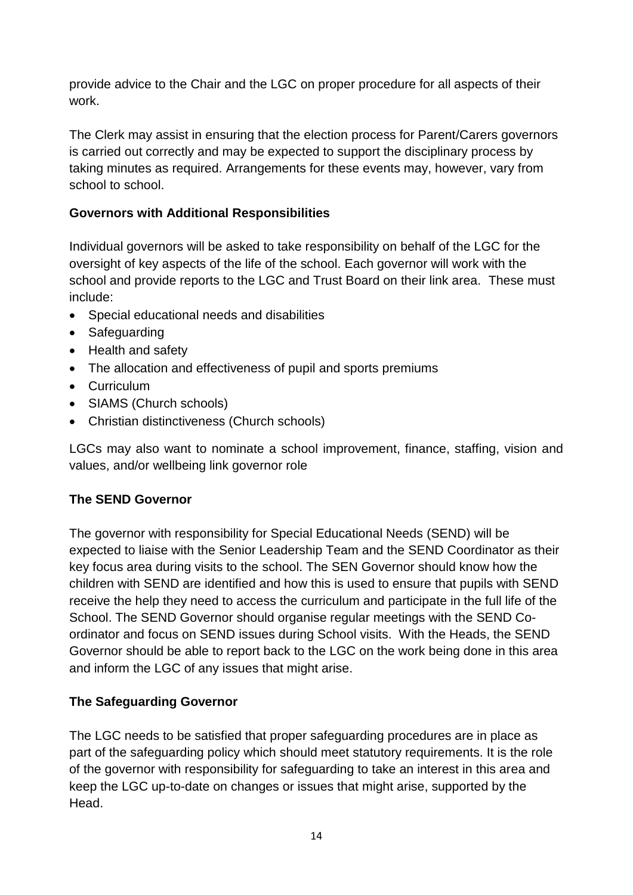provide advice to the Chair and the LGC on proper procedure for all aspects of their work.

The Clerk may assist in ensuring that the election process for Parent/Carers governors is carried out correctly and may be expected to support the disciplinary process by taking minutes as required. Arrangements for these events may, however, vary from school to school.

**Governors with Additional Responsibilities**

Individual governors will be asked to take responsibility on behalf of the LGC for the oversight of key aspects of the life of the school. Each governor will work with the school and provide reports to the LGC and Trust Board on their link area. These must include:

- Special educational needs and disabilities
- Safeguarding
- Health and safety
- The allocation and effectiveness of pupil and sports premiums
- Curriculum
- SIAMS (Church schools)
- Christian distinctiveness (Church schools)

LGCs may also want to nominate a school improvement, finance, staffing, vision and values, and/or wellbeing link governor role

**The SEND Governor**

The governor with responsibility for Special Educational Needs (SEND) will be expected to liaise with the Senior Leadership Team and the SEND Coordinator as their key focus area during visits to the school. The SEN Governor should know how the children with SEND are identified and how this is used to ensure that pupils with SEND receive the help they need to access the curriculum and participate in the full life of the School. The SEND Governor should organise regular meetings with the SEND Co-ordinator and focus on SEND issues during School visits. With the Heads, the SEND Governor should be able to report back to the LGC on the work being done in this area and inform the LGC of any issues that might arise.

**The Safeguarding Governor**

The LGC needs to be satisfied that proper safeguarding procedures are in place as part of the safeguarding policy which should meet statutory requirements. It is the role of the governor with responsibility for safeguarding to take an interest in this area and keep the LGC up-to-date on changes or issues that might arise, supported by the Head.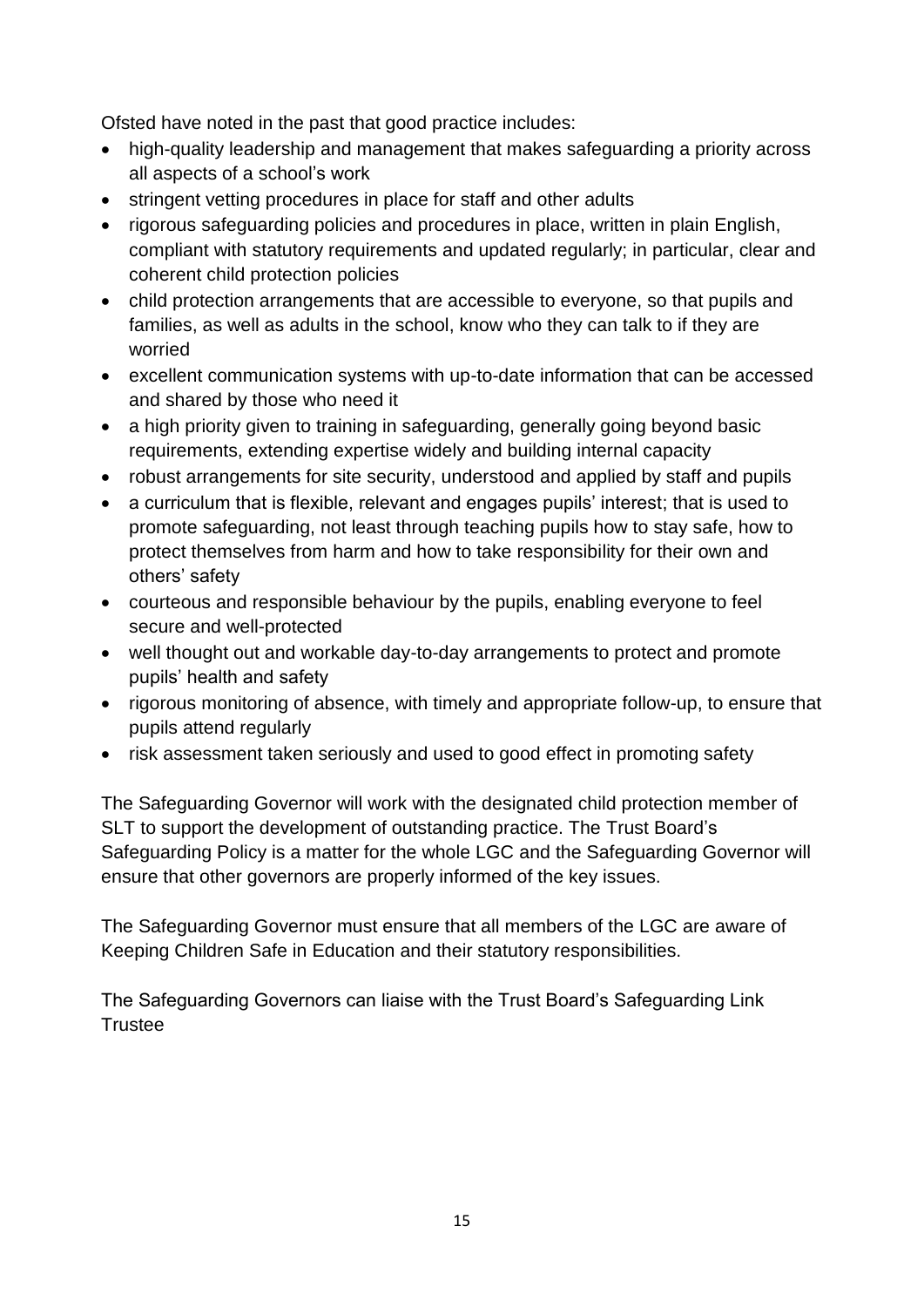Ofsted have noted in the past that good practice includes:

- high-quality leadership and management that makes safeguarding a priority across all aspects of a school's work
- stringent vetting procedures in place for staff and other adults
- rigorous safeguarding policies and procedures in place, written in plain English, compliant with statutory requirements and updated regularly; in particular, clear and coherent child protection policies
- child protection arrangements that are accessible to everyone, so that pupils and families, as well as adults in the school, know who they can talk to if they are worried
- excellent communication systems with up-to-date information that can be accessed and shared by those who need it
- a high priority given to training in safeguarding, generally going beyond basic requirements, extending expertise widely and building internal capacity
- robust arrangements for site security, understood and applied by staff and pupils
- a curriculum that is flexible, relevant and engages pupils' interest; that is used to promote safeguarding, not least through teaching pupils how to stay safe, how to protect themselves from harm and how to take responsibility for their own and others' safety
- courteous and responsible behaviour by the pupils, enabling everyone to feel secure and well-protected
- well thought out and workable day-to-day arrangements to protect and promote pupils' health and safety
- rigorous monitoring of absence, with timely and appropriate follow-up, to ensure that pupils attend regularly
- risk assessment taken seriously and used to good effect in promoting safety

The Safeguarding Governor will work with the designated child protection member of SLT to support the development of outstanding practice. The Trust Board's Safeguarding Policy is a matter for the whole LGC and the Safeguarding Governor will ensure that other governors are properly informed of the key issues.

The Safeguarding Governor must ensure that all members of the LGC are aware of Keeping Children Safe in Education and their statutory responsibilities.

The Safeguarding Governors can liaise with the Trust Board's Safeguarding Link Trustee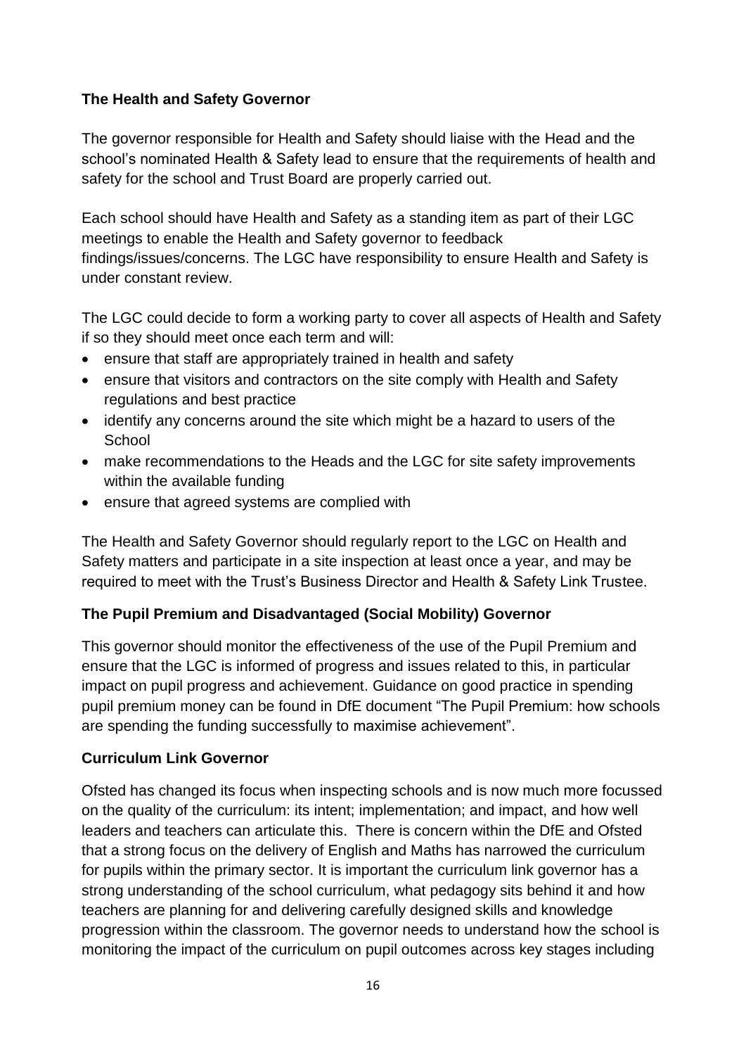**The Health and Safety Governor**

The governor responsible for Health and Safety should liaise with the Head and the school's nominated Health & Safety lead to ensure that the requirements of health and safety for the school and Trust Board are properly carried out.

Each school should have Health and Safety as a standing item as part of their LGC meetings to enable the Health and Safety governor to feedback findings/issues/concerns. The LGC have responsibility to ensure Health and Safety is under constant review.

The LGC could decide to form a working party to cover all aspects of Health and Safety if so they should meet once each term and will:

- ensure that staff are appropriately trained in health and safety
- ensure that visitors and contractors on the site comply with Health and Safety regulations and best practice
- identify any concerns around the site which might be a hazard to users of the School
- make recommendations to the Heads and the LGC for site safety improvements within the available funding
- ensure that agreed systems are complied with

The Health and Safety Governor should regularly report to the LGC on Health and Safety matters and participate in a site inspection at least once a year, and may be required to meet with the Trust's Business Director and Health & Safety Link Trustee.

**The Pupil Premium and Disadvantaged (Social Mobility) Governor**

This governor should monitor the effectiveness of the use of the Pupil Premium and ensure that the LGC is informed of progress and issues related to this, in particular impact on pupil progress and achievement. Guidance on good practice in spending pupil premium money can be found in DfE document "The Pupil Premium: how schools are spending the funding successfully to maximise achievement".

**Curriculum Link Governor**

Ofsted has changed its focus when inspecting schools and is now much more focussed on the quality of the curriculum: its intent; implementation; and impact, and how well leaders and teachers can articulate this. There is concern within the DfE and Ofsted that a strong focus on the delivery of English and Maths has narrowed the curriculum for pupils within the primary sector. It is important the curriculum link governor has a strong understanding of the school curriculum, what pedagogy sits behind it and how teachers are planning for and delivering carefully designed skills and knowledge progression within the classroom. The governor needs to understand how the school is monitoring the impact of the curriculum on pupil outcomes across key stages including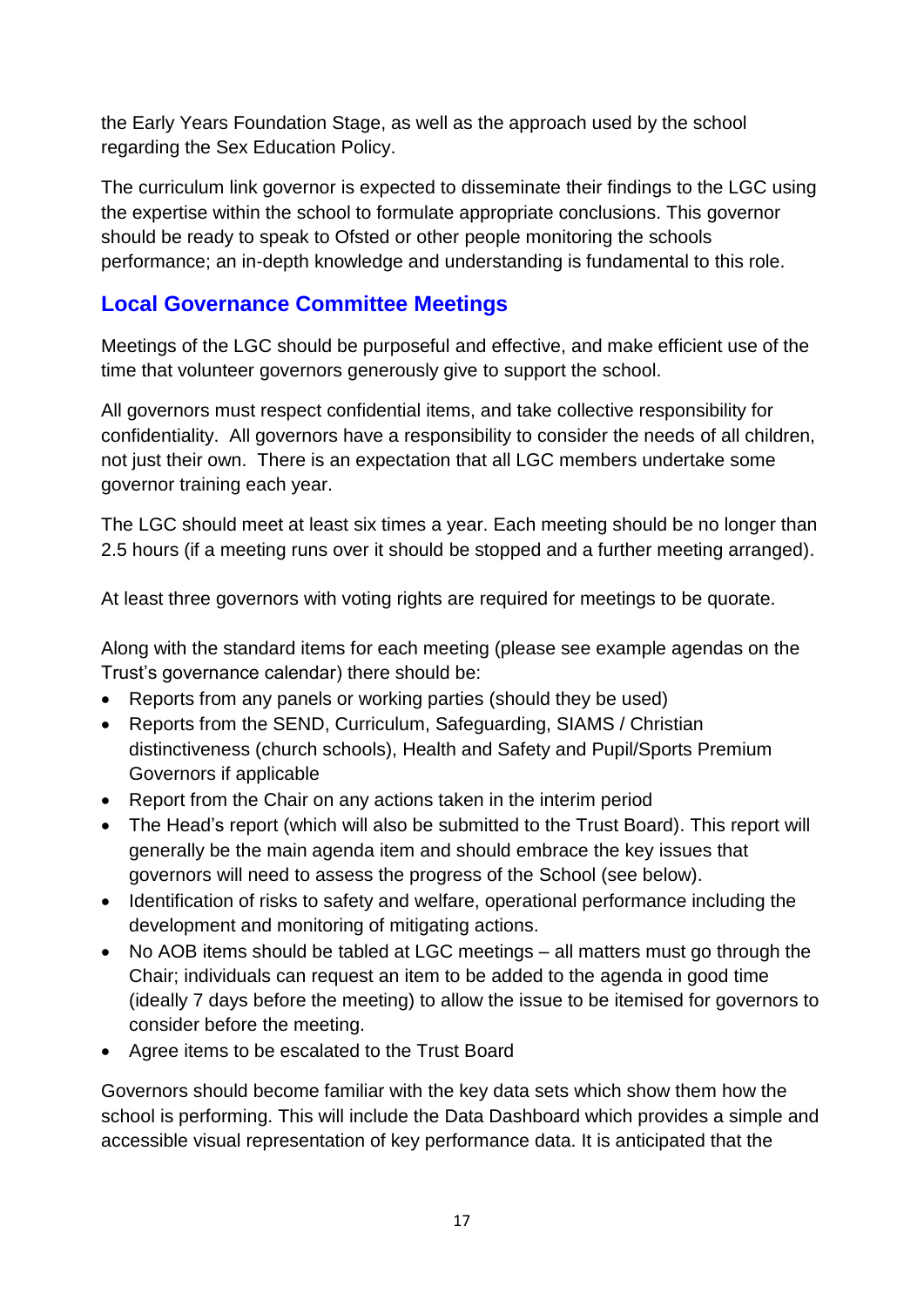the Early Years Foundation Stage, as well as the approach used by the school regarding the Sex Education Policy.

The curriculum link governor is expected to disseminate their findings to the LGC using the expertise within the school to formulate appropriate conclusions. This governor should be ready to speak to Ofsted or other people monitoring the schools performance; an in-depth knowledge and understanding is fundamental to this role.

## Local Governance Committee Meetings

Meetings of the LGC should be purposeful and effective, and make efficient use of the time that volunteer governors generously give to support the school.

All governors must respect confidential items, and take collective responsibility for confidentiality. All governors have a responsibility to consider the needs of all children, not just their own. There is an expectation that all LGC members undertake some governor training each year.

The LGC should meet at least six times a year. Each meeting should be no longer than 2.5 hours (if a meeting runs over it should be stopped and a further meeting arranged).

At least three governors with voting rights are required for meetings to be quorate.

Along with the standard items for each meeting (please see example agendas on the Trust's governance calendar) there should be:

- Reports from any panels or working parties (should they be used)
- Reports from the SEND, Curriculum, Safeguarding, SIAMS / Christian distinctiveness (church schools), Health and Safety and Pupil/Sports Premium Governors if applicable
- Report from the Chair on any actions taken in the interim period
- The Head's report (which will also be submitted to the Trust Board). This report will generally be the main agenda item and should embrace the key issues that governors will need to assess the progress of the School (see below).
- Identification of risks to safety and welfare, operational performance including the development and monitoring of mitigating actions.
- No AOB items should be tabled at LGC meetings – all matters must go through the Chair; individuals can request an item to be added to the agenda in good time (ideally 7 days before the meeting) to allow the issue to be itemised for governors to consider before the meeting.
- Agree items to be escalated to the Trust Board

Governors should become familiar with the key data sets which show them how the school is performing. This will include the Data Dashboard which provides a simple and accessible visual representation of key performance data. It is anticipated that the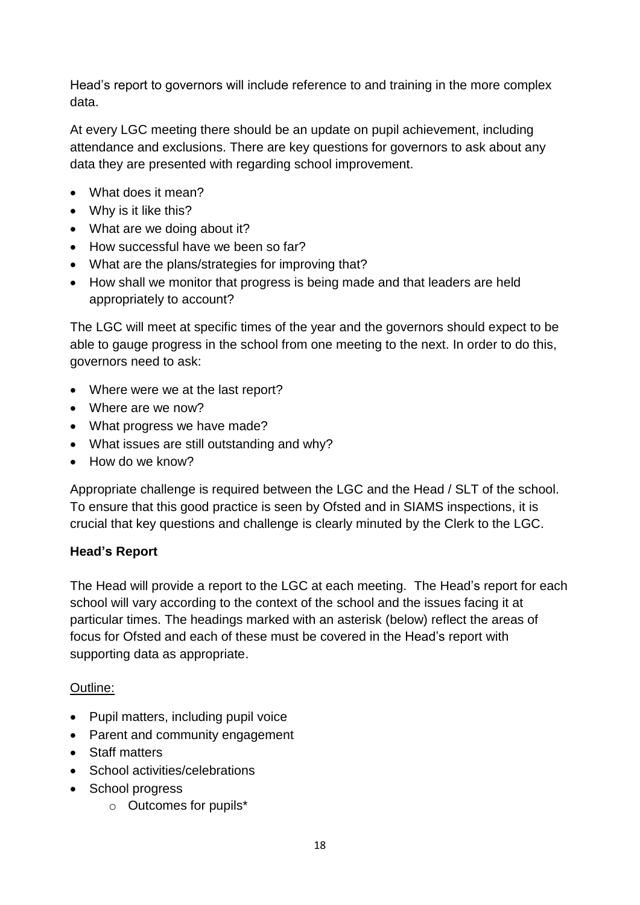Head's report to governors will include reference to and training in the more complex data.

At every LGC meeting there should be an update on pupil achievement, including attendance and exclusions. There are key questions for governors to ask about any data they are presented with regarding school improvement.

- What does it mean?
- Why is it like this?
- What are we doing about it?
- How successful have we been so far?
- What are the plans/strategies for improving that?
- How shall we monitor that progress is being made and that leaders are held appropriately to account?

The LGC will meet at specific times of the year and the governors should expect to be able to gauge progress in the school from one meeting to the next. In order to do this, governors need to ask:

- Where were we at the last report?
- Where are we now?
- What progress we have made?
- What issues are still outstanding and why?
- How do we know?

Appropriate challenge is required between the LGC and the Head / SLT of the school. To ensure that this good practice is seen by Ofsted and in SIAMS inspections, it is crucial that key questions and challenge is clearly minuted by the Clerk to the LGC.

**Head's Report**

The Head will provide a report to the LGC at each meeting. The Head's report for each school will vary according to the context of the school and the issues facing it at particular times. The headings marked with an asterisk (below) reflect the areas of focus for Ofsted and each of these must be covered in the Head's report with supporting data as appropriate.

<u>Outline:</u>

- Pupil matters, including pupil voice
- Parent and community engagement
- Staff matters
- School activities/celebrations
- School progress
  - Outcomes for pupils*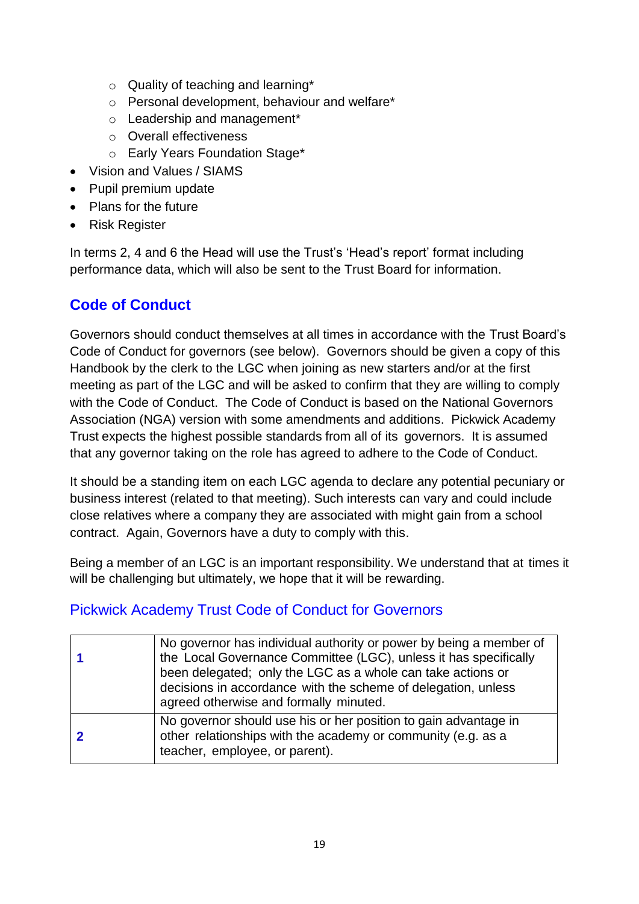- Quality of teaching and learning*
  - Personal development, behaviour and welfare*
  - Leadership and management*
  - Overall effectiveness
  - Early Years Foundation Stage*
- Vision and Values / SIAMS
- Pupil premium update
- Plans for the future
- Risk Register

In terms 2, 4 and 6 the Head will use the Trust's 'Head's report' format including performance data, which will also be sent to the Trust Board for information.

## Code of Conduct

Governors should conduct themselves at all times in accordance with the Trust Board's Code of Conduct for governors (see below). Governors should be given a copy of this Handbook by the clerk to the LGC when joining as new starters and/or at the first meeting as part of the LGC and will be asked to confirm that they are willing to comply with the Code of Conduct. The Code of Conduct is based on the National Governors Association (NGA) version with some amendments and additions. Pickwick Academy Trust expects the highest possible standards from all of its governors. It is assumed that any governor taking on the role has agreed to adhere to the Code of Conduct.

It should be a standing item on each LGC agenda to declare any potential pecuniary or business interest (related to that meeting). Such interests can vary and could include close relatives where a company they are associated with might gain from a school contract. Again, Governors have a duty to comply with this.

Being a member of an LGC is an important responsibility. We understand that at times it will be challenging but ultimately, we hope that it will be rewarding.

### Pickwick Academy Trust Code of Conduct for Governors

| | |
|---|---|
| **1** | No governor has individual authority or power by being a member of the Local Governance Committee (LGC), unless it has specifically been delegated; only the LGC as a whole can take actions or decisions in accordance with the scheme of delegation, unless agreed otherwise and formally minuted. |
| **2** | No governor should use his or her position to gain advantage in other relationships with the academy or community (e.g. as a teacher, employee, or parent). |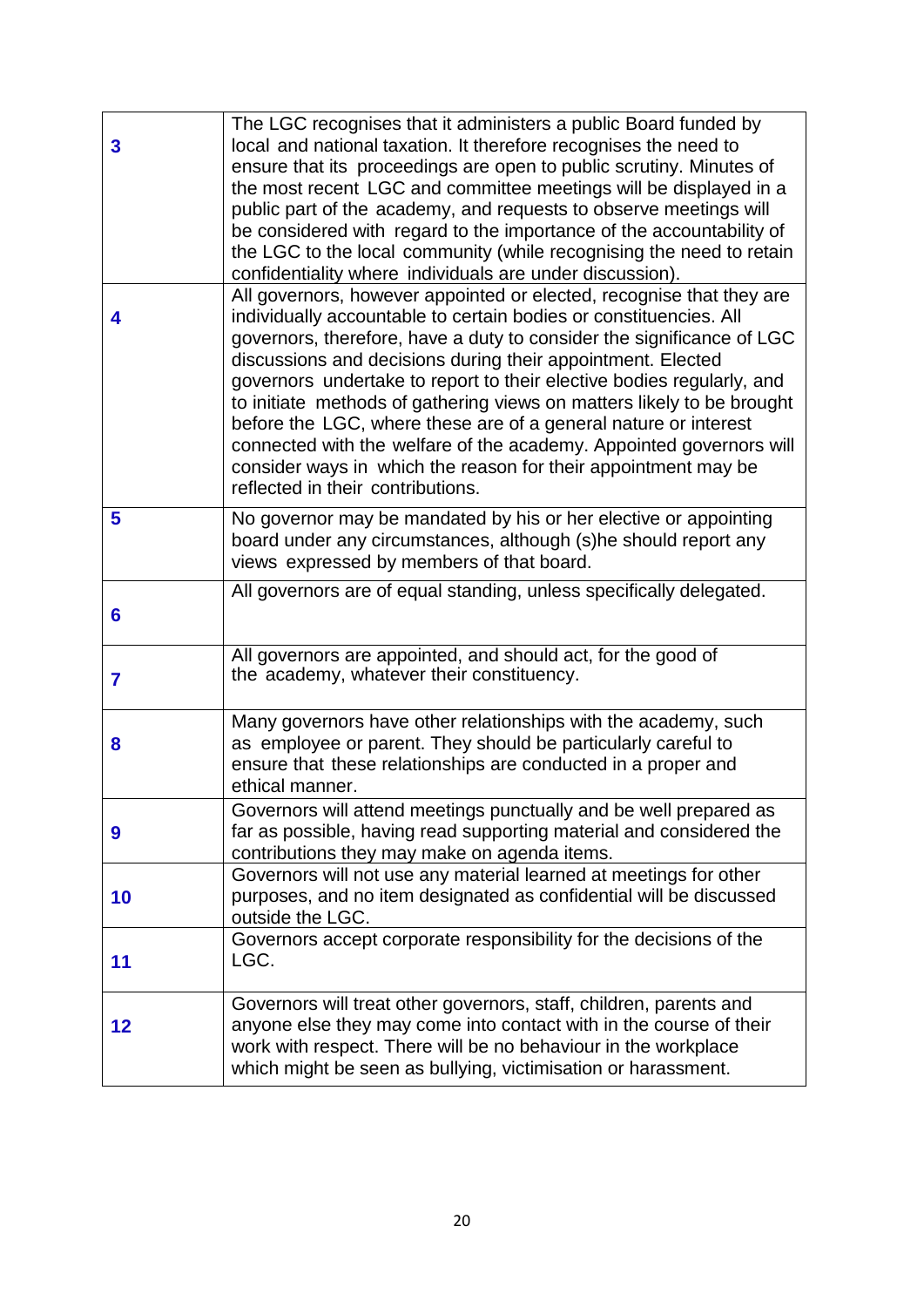| | |
|---|---|
| 3 | The LGC recognises that it administers a public Board funded by local and national taxation. It therefore recognises the need to ensure that its proceedings are open to public scrutiny. Minutes of the most recent LGC and committee meetings will be displayed in a public part of the academy, and requests to observe meetings will be considered with regard to the importance of the accountability of the LGC to the local community (while recognising the need to retain confidentiality where individuals are under discussion). |
| 4 | All governors, however appointed or elected, recognise that they are individually accountable to certain bodies or constituencies. All governors, therefore, have a duty to consider the significance of LGC discussions and decisions during their appointment. Elected governors undertake to report to their elective bodies regularly, and to initiate methods of gathering views on matters likely to be brought before the LGC, where these are of a general nature or interest connected with the welfare of the academy. Appointed governors will consider ways in which the reason for their appointment may be reflected in their contributions. |
| 5 | No governor may be mandated by his or her elective or appointing board under any circumstances, although (s)he should report any views expressed by members of that board. |
| 6 | All governors are of equal standing, unless specifically delegated. |
| 7 | All governors are appointed, and should act, for the good of the academy, whatever their constituency. |
| 8 | Many governors have other relationships with the academy, such as employee or parent. They should be particularly careful to ensure that these relationships are conducted in a proper and ethical manner. |
| 9 | Governors will attend meetings punctually and be well prepared as far as possible, having read supporting material and considered the contributions they may make on agenda items. |
| 10 | Governors will not use any material learned at meetings for other purposes, and no item designated as confidential will be discussed outside the LGC. |
| 11 | Governors accept corporate responsibility for the decisions of the LGC. |
| 12 | Governors will treat other governors, staff, children, parents and anyone else they may come into contact with in the course of their work with respect. There will be no behaviour in the workplace which might be seen as bullying, victimisation or harassment. |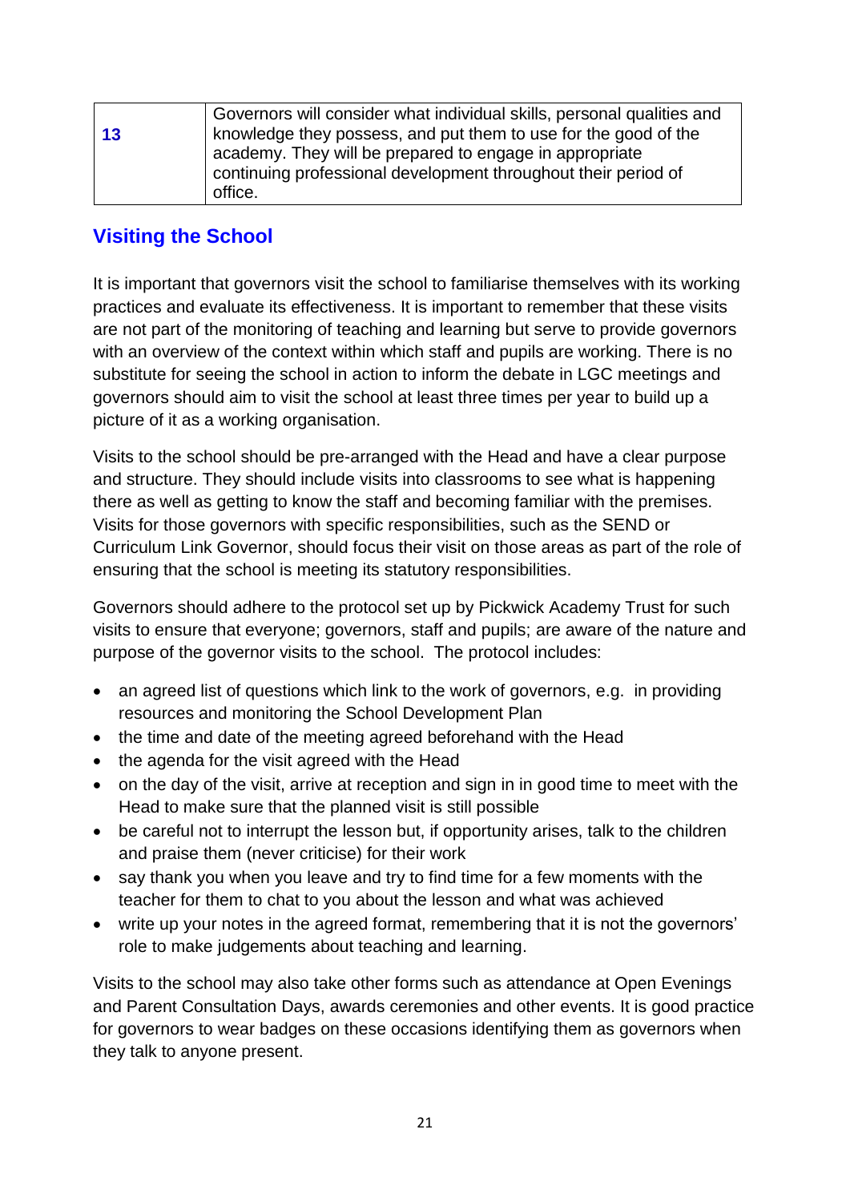| 13 | Governors will consider what individual skills, personal qualities and knowledge they possess, and put them to use for the good of the academy. They will be prepared to engage in appropriate continuing professional development throughout their period of office. |
|---|---|

## Visiting the School

It is important that governors visit the school to familiarise themselves with its working practices and evaluate its effectiveness. It is important to remember that these visits are not part of the monitoring of teaching and learning but serve to provide governors with an overview of the context within which staff and pupils are working. There is no substitute for seeing the school in action to inform the debate in LGC meetings and governors should aim to visit the school at least three times per year to build up a picture of it as a working organisation.

Visits to the school should be pre-arranged with the Head and have a clear purpose and structure. They should include visits into classrooms to see what is happening there as well as getting to know the staff and becoming familiar with the premises. Visits for those governors with specific responsibilities, such as the SEND or Curriculum Link Governor, should focus their visit on those areas as part of the role of ensuring that the school is meeting its statutory responsibilities.

Governors should adhere to the protocol set up by Pickwick Academy Trust for such visits to ensure that everyone; governors, staff and pupils; are aware of the nature and purpose of the governor visits to the school. The protocol includes:

- an agreed list of questions which link to the work of governors, e.g. in providing resources and monitoring the School Development Plan
- the time and date of the meeting agreed beforehand with the Head
- the agenda for the visit agreed with the Head
- on the day of the visit, arrive at reception and sign in in good time to meet with the Head to make sure that the planned visit is still possible
- be careful not to interrupt the lesson but, if opportunity arises, talk to the children and praise them (never criticise) for their work
- say thank you when you leave and try to find time for a few moments with the teacher for them to chat to you about the lesson and what was achieved
- write up your notes in the agreed format, remembering that it is not the governors' role to make judgements about teaching and learning.

Visits to the school may also take other forms such as attendance at Open Evenings and Parent Consultation Days, awards ceremonies and other events. It is good practice for governors to wear badges on these occasions identifying them as governors when they talk to anyone present.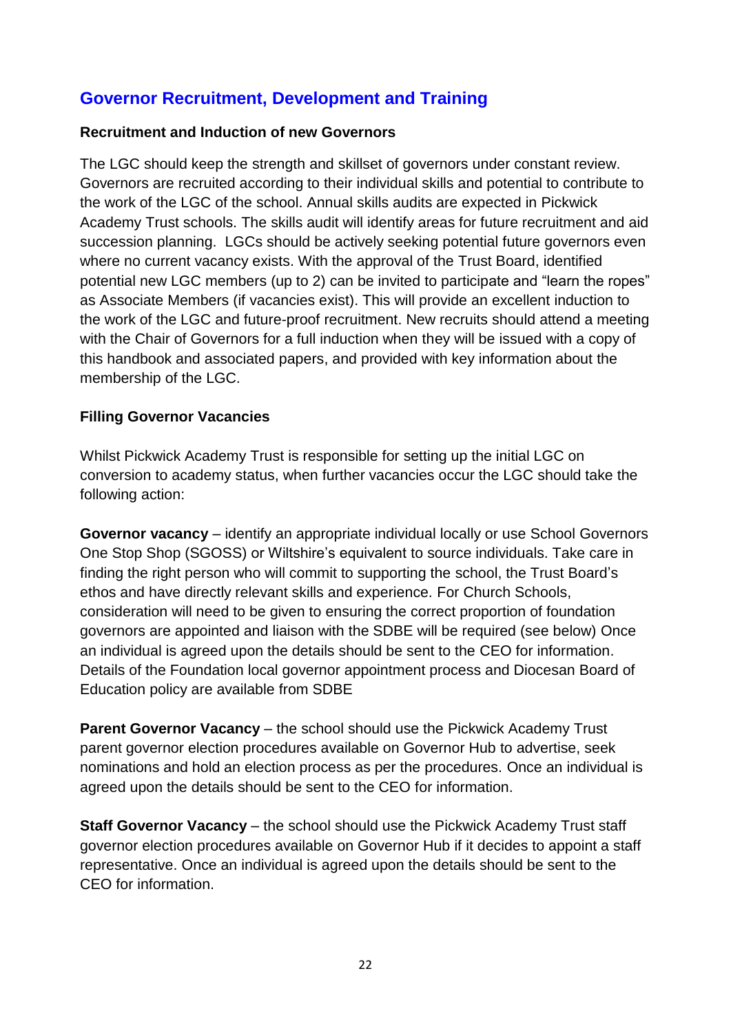## Governor Recruitment, Development and Training

### Recruitment and Induction of new Governors

The LGC should keep the strength and skillset of governors under constant review. Governors are recruited according to their individual skills and potential to contribute to the work of the LGC of the school. Annual skills audits are expected in Pickwick Academy Trust schools. The skills audit will identify areas for future recruitment and aid succession planning. LGCs should be actively seeking potential future governors even where no current vacancy exists. With the approval of the Trust Board, identified potential new LGC members (up to 2) can be invited to participate and "learn the ropes" as Associate Members (if vacancies exist). This will provide an excellent induction to the work of the LGC and future-proof recruitment. New recruits should attend a meeting with the Chair of Governors for a full induction when they will be issued with a copy of this handbook and associated papers, and provided with key information about the membership of the LGC.

### Filling Governor Vacancies

Whilst Pickwick Academy Trust is responsible for setting up the initial LGC on conversion to academy status, when further vacancies occur the LGC should take the following action:

**Governor vacancy** – identify an appropriate individual locally or use School Governors One Stop Shop (SGOSS) or Wiltshire's equivalent to source individuals. Take care in finding the right person who will commit to supporting the school, the Trust Board's ethos and have directly relevant skills and experience. For Church Schools, consideration will need to be given to ensuring the correct proportion of foundation governors are appointed and liaison with the SDBE will be required (see below) Once an individual is agreed upon the details should be sent to the CEO for information. Details of the Foundation local governor appointment process and Diocesan Board of Education policy are available from SDBE

**Parent Governor Vacancy** – the school should use the Pickwick Academy Trust parent governor election procedures available on Governor Hub to advertise, seek nominations and hold an election process as per the procedures. Once an individual is agreed upon the details should be sent to the CEO for information.

**Staff Governor Vacancy** – the school should use the Pickwick Academy Trust staff governor election procedures available on Governor Hub if it decides to appoint a staff representative. Once an individual is agreed upon the details should be sent to the CEO for information.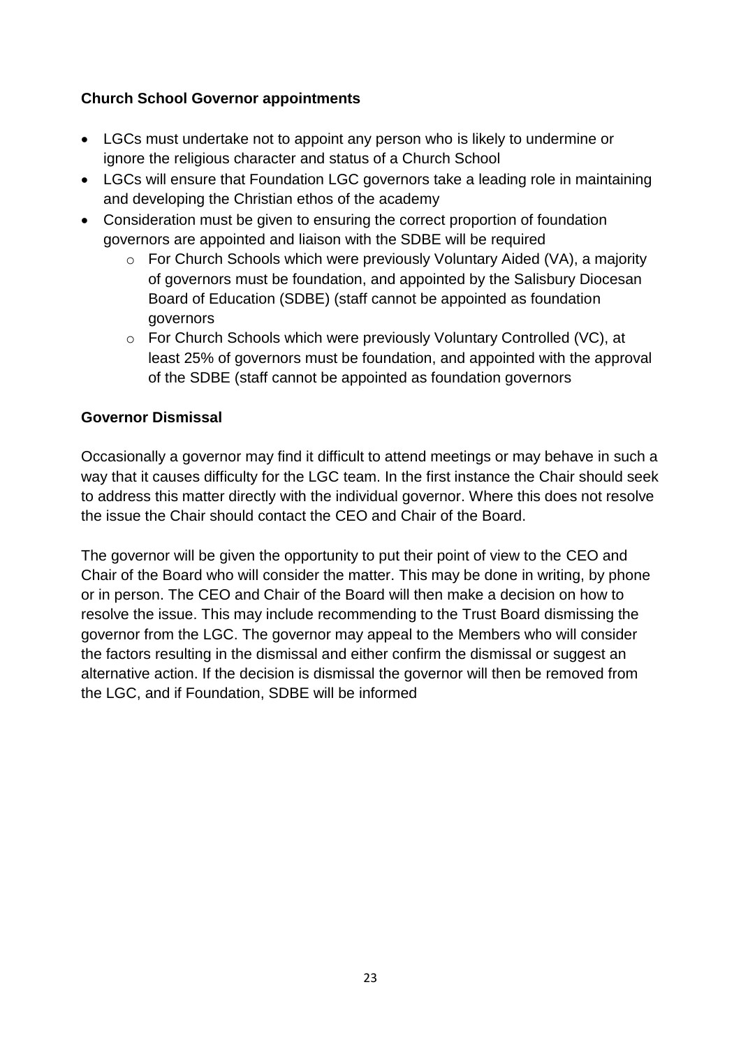**Church School Governor appointments**

- LGCs must undertake not to appoint any person who is likely to undermine or ignore the religious character and status of a Church School
- LGCs will ensure that Foundation LGC governors take a leading role in maintaining and developing the Christian ethos of the academy
- Consideration must be given to ensuring the correct proportion of foundation governors are appointed and liaison with the SDBE will be required
  - For Church Schools which were previously Voluntary Aided (VA), a majority of governors must be foundation, and appointed by the Salisbury Diocesan Board of Education (SDBE) (staff cannot be appointed as foundation governors
  - For Church Schools which were previously Voluntary Controlled (VC), at least 25% of governors must be foundation, and appointed with the approval of the SDBE (staff cannot be appointed as foundation governors

**Governor Dismissal**

Occasionally a governor may find it difficult to attend meetings or may behave in such a way that it causes difficulty for the LGC team. In the first instance the Chair should seek to address this matter directly with the individual governor. Where this does not resolve the issue the Chair should contact the CEO and Chair of the Board.

The governor will be given the opportunity to put their point of view to the CEO and Chair of the Board who will consider the matter. This may be done in writing, by phone or in person. The CEO and Chair of the Board will then make a decision on how to resolve the issue. This may include recommending to the Trust Board dismissing the governor from the LGC. The governor may appeal to the Members who will consider the factors resulting in the dismissal and either confirm the dismissal or suggest an alternative action. If the decision is dismissal the governor will then be removed from the LGC, and if Foundation, SDBE will be informed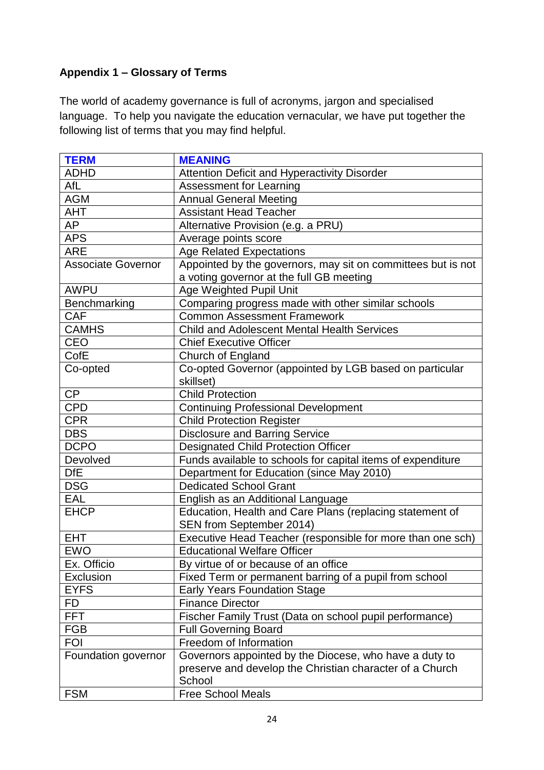### Appendix 1 – Glossary of Terms

The world of academy governance is full of acronyms, jargon and specialised language. To help you navigate the education vernacular, we have put together the following list of terms that you may find helpful.

| TERM | MEANING |
|---|---|
| ADHD | Attention Deficit and Hyperactivity Disorder |
| AfL | Assessment for Learning |
| AGM | Annual General Meeting |
| AHT | Assistant Head Teacher |
| AP | Alternative Provision (e.g. a PRU) |
| APS | Average points score |
| ARE | Age Related Expectations |
| Associate Governor | Appointed by the governors, may sit on committees but is not a voting governor at the full GB meeting |
| AWPU | Age Weighted Pupil Unit |
| Benchmarking | Comparing progress made with other similar schools |
| CAF | Common Assessment Framework |
| CAMHS | Child and Adolescent Mental Health Services |
| CEO | Chief Executive Officer |
| CofE | Church of England |
| Co-opted | Co-opted Governor (appointed by LGB based on particular skillset) |
| CP | Child Protection |
| CPD | Continuing Professional Development |
| CPR | Child Protection Register |
| DBS | Disclosure and Barring Service |
| DCPO | Designated Child Protection Officer |
| Devolved | Funds available to schools for capital items of expenditure |
| DfE | Department for Education (since May 2010) |
| DSG | Dedicated School Grant |
| EAL | English as an Additional Language |
| EHCP | Education, Health and Care Plans (replacing statement of SEN from September 2014) |
| EHT | Executive Head Teacher (responsible for more than one sch) |
| EWO | Educational Welfare Officer |
| Ex. Officio | By virtue of or because of an office |
| Exclusion | Fixed Term or permanent barring of a pupil from school |
| EYFS | Early Years Foundation Stage |
| FD | Finance Director |
| FFT | Fischer Family Trust (Data on school pupil performance) |
| FGB | Full Governing Board |
| FOI | Freedom of Information |
| Foundation governor | Governors appointed by the Diocese, who have a duty to preserve and develop the Christian character of a Church School |
| FSM | Free School Meals |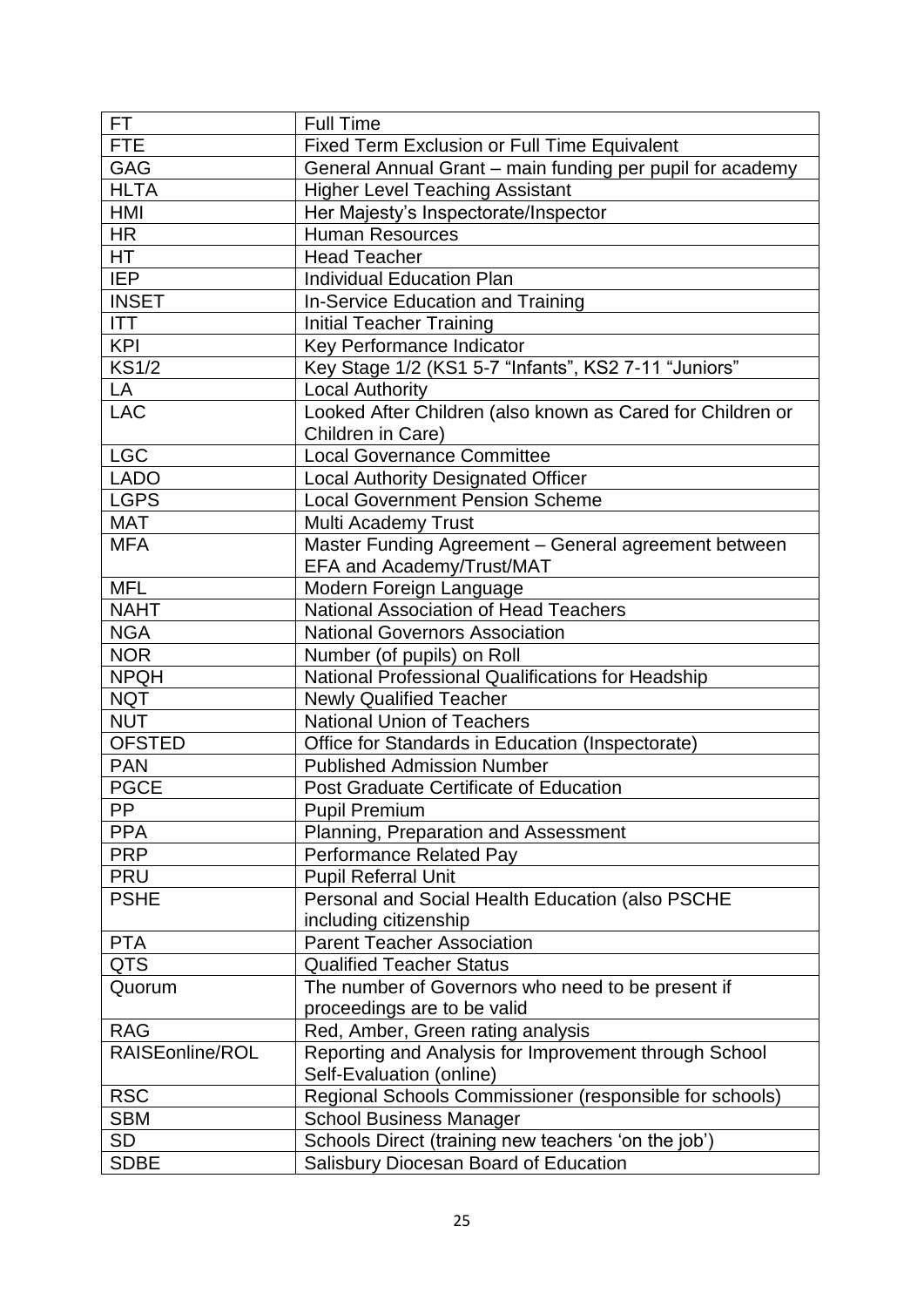| FT | Full Time |
|---|---|
| FTE | Fixed Term Exclusion or Full Time Equivalent |
| GAG | General Annual Grant – main funding per pupil for academy |
| HLTA | Higher Level Teaching Assistant |
| HMI | Her Majesty's Inspectorate/Inspector |
| HR | Human Resources |
| HT | Head Teacher |
| IEP | Individual Education Plan |
| INSET | In-Service Education and Training |
| ITT | Initial Teacher Training |
| KPI | Key Performance Indicator |
| KS1/2 | Key Stage 1/2 (KS1 5-7 "Infants", KS2 7-11 "Juniors" |
| LA | Local Authority |
| LAC | Looked After Children (also known as Cared for Children or Children in Care) |
| LGC | Local Governance Committee |
| LADO | Local Authority Designated Officer |
| LGPS | Local Government Pension Scheme |
| MAT | Multi Academy Trust |
| MFA | Master Funding Agreement – General agreement between EFA and Academy/Trust/MAT |
| MFL | Modern Foreign Language |
| NAHT | National Association of Head Teachers |
| NGA | National Governors Association |
| NOR | Number (of pupils) on Roll |
| NPQH | National Professional Qualifications for Headship |
| NQT | Newly Qualified Teacher |
| NUT | National Union of Teachers |
| OFSTED | Office for Standards in Education (Inspectorate) |
| PAN | Published Admission Number |
| PGCE | Post Graduate Certificate of Education |
| PP | Pupil Premium |
| PPA | Planning, Preparation and Assessment |
| PRP | Performance Related Pay |
| PRU | Pupil Referral Unit |
| PSHE | Personal and Social Health Education (also PSCHE including citizenship |
| PTA | Parent Teacher Association |
| QTS | Qualified Teacher Status |
| Quorum | The number of Governors who need to be present if proceedings are to be valid |
| RAG | Red, Amber, Green rating analysis |
| RAISEonline/ROL | Reporting and Analysis for Improvement through School Self-Evaluation (online) |
| RSC | Regional Schools Commissioner (responsible for schools) |
| SBM | School Business Manager |
| SD | Schools Direct (training new teachers 'on the job') |
| SDBE | Salisbury Diocesan Board of Education |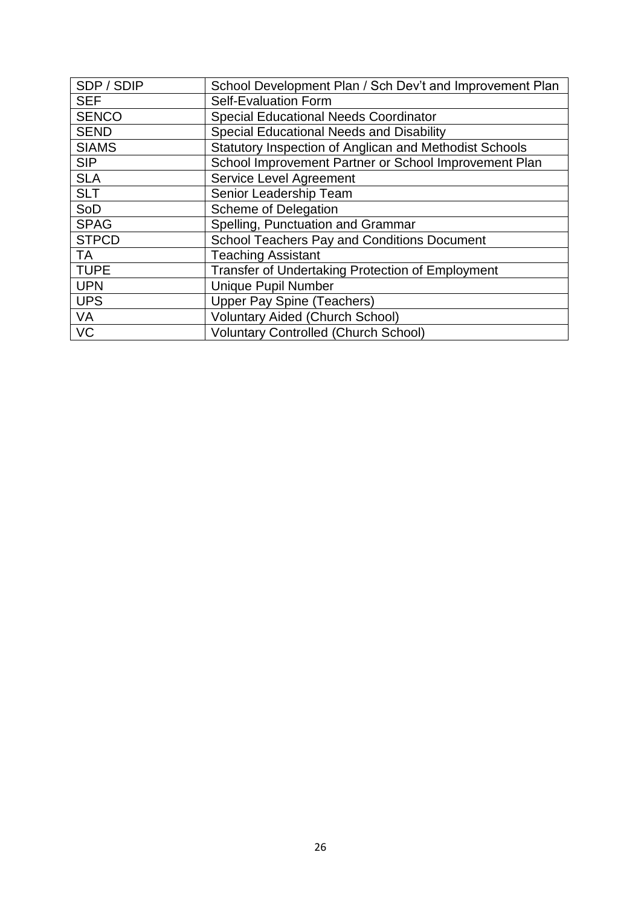| SDP / SDIP | School Development Plan / Sch Dev't and Improvement Plan |
| --- | --- |
| SEF | Self-Evaluation Form |
| SENCO | Special Educational Needs Coordinator |
| SEND | Special Educational Needs and Disability |
| SIAMS | Statutory Inspection of Anglican and Methodist Schools |
| SIP | School Improvement Partner or School Improvement Plan |
| SLA | Service Level Agreement |
| SLT | Senior Leadership Team |
| SoD | Scheme of Delegation |
| SPAG | Spelling, Punctuation and Grammar |
| STPCD | School Teachers Pay and Conditions Document |
| TA | Teaching Assistant |
| TUPE | Transfer of Undertaking Protection of Employment |
| UPN | Unique Pupil Number |
| UPS | Upper Pay Spine (Teachers) |
| VA | Voluntary Aided (Church School) |
| VC | Voluntary Controlled (Church School) |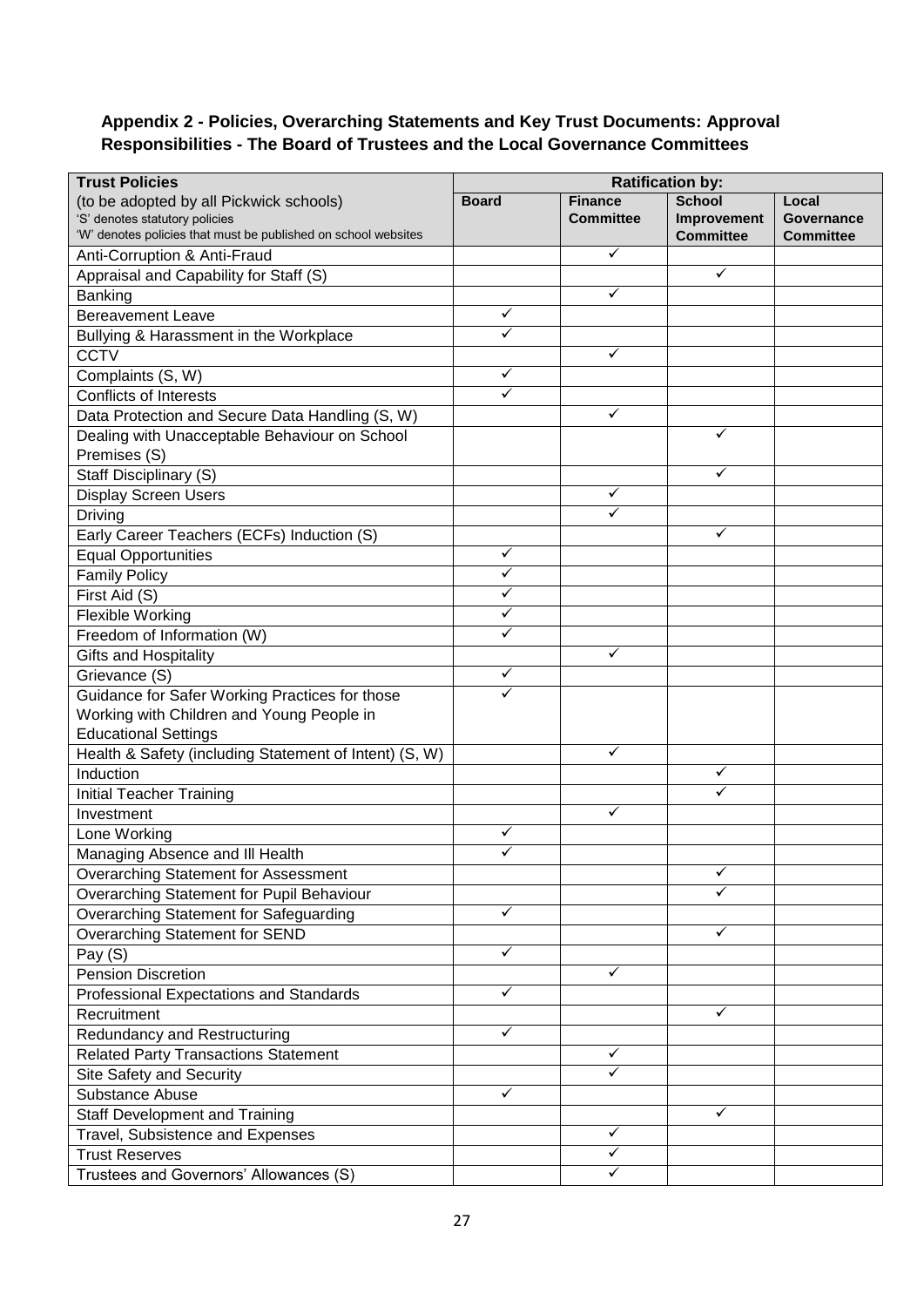## Appendix 2 - Policies, Overarching Statements and Key Trust Documents: Approval Responsibilities - The Board of Trustees and the Local Governance Committees

| Trust Policies | Ratification by: | | | |
|---|---|---|---|---|
| (to be adopted by all Pickwick schools)<br>'S' denotes statutory policies<br>'W' denotes policies that must be published on school websites | **Board** | **Finance Committee** | **School Improvement Committee** | **Local Governance Committee** |
| Anti-Corruption & Anti-Fraud | | ✓ | | |
| Appraisal and Capability for Staff (S) | | | ✓ | |
| Banking | | ✓ | | |
| Bereavement Leave | ✓ | | | |
| Bullying & Harassment in the Workplace | ✓ | | | |
| CCTV | | ✓ | | |
| Complaints (S, W) | ✓ | | | |
| Conflicts of Interests | ✓ | | | |
| Data Protection and Secure Data Handling (S, W) | | ✓ | | |
| Dealing with Unacceptable Behaviour on School Premises (S) | | | ✓ | |
| Staff Disciplinary (S) | | | ✓ | |
| Display Screen Users | | ✓ | | |
| Driving | | ✓ | | |
| Early Career Teachers (ECFs) Induction (S) | | | ✓ | |
| Equal Opportunities | ✓ | | | |
| Family Policy | ✓ | | | |
| First Aid (S) | ✓ | | | |
| Flexible Working | ✓ | | | |
| Freedom of Information (W) | ✓ | | | |
| Gifts and Hospitality | | ✓ | | |
| Grievance (S) | ✓ | | | |
| Guidance for Safer Working Practices for those Working with Children and Young People in Educational Settings | ✓ | | | |
| Health & Safety (including Statement of Intent) (S, W) | | ✓ | | |
| Induction | | | ✓ | |
| Initial Teacher Training | | | ✓ | |
| Investment | | ✓ | | |
| Lone Working | ✓ | | | |
| Managing Absence and Ill Health | ✓ | | | |
| Overarching Statement for Assessment | | | ✓ | |
| Overarching Statement for Pupil Behaviour | | | ✓ | |
| Overarching Statement for Safeguarding | ✓ | | | |
| Overarching Statement for SEND | | | ✓ | |
| Pay (S) | ✓ | | | |
| Pension Discretion | | ✓ | | |
| Professional Expectations and Standards | ✓ | | | |
| Recruitment | | | ✓ | |
| Redundancy and Restructuring | ✓ | | | |
| Related Party Transactions Statement | | ✓ | | |
| Site Safety and Security | | ✓ | | |
| Substance Abuse | ✓ | | | |
| Staff Development and Training | | | ✓ | |
| Travel, Subsistence and Expenses | | ✓ | | |
| Trust Reserves | | ✓ | | |
| Trustees and Governors' Allowances (S) | | ✓ | | |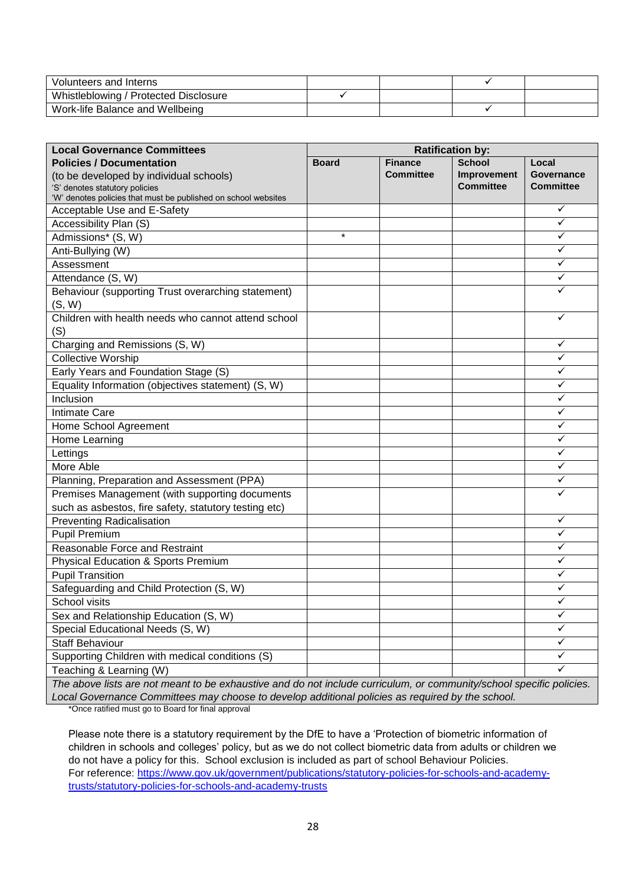| Volunteers and Interns | | | ✓ | |
|---|---|---|---|---|
| Whistleblowing / Protected Disclosure | ✓ | | | |
| Work-life Balance and Wellbeing | | | ✓ | |

| **Local Governance Committees** | **Ratification by:** | | | |
|---|---|---|---|---|
| **Policies / Documentation** (to be developed by individual schools) 'S' denotes statutory policies 'W' denotes policies that must be published on school websites | **Board** | **Finance Committee** | **School Improvement Committee** | **Local Governance Committee** |
| Acceptable Use and E-Safety | | | | ✓ |
| Accessibility Plan (S) | | | | ✓ |
| Admissions* (S, W) | * | | | ✓ |
| Anti-Bullying (W) | | | | ✓ |
| Assessment | | | | ✓ |
| Attendance (S, W) | | | | ✓ |
| Behaviour (supporting Trust overarching statement) (S, W) | | | | ✓ |
| Children with health needs who cannot attend school (S) | | | | ✓ |
| Charging and Remissions (S, W) | | | | ✓ |
| Collective Worship | | | | ✓ |
| Early Years and Foundation Stage (S) | | | | ✓ |
| Equality Information (objectives statement) (S, W) | | | | ✓ |
| Inclusion | | | | ✓ |
| Intimate Care | | | | ✓ |
| Home School Agreement | | | | ✓ |
| Home Learning | | | | ✓ |
| Lettings | | | | ✓ |
| More Able | | | | ✓ |
| Planning, Preparation and Assessment (PPA) | | | | ✓ |
| Premises Management (with supporting documents such as asbestos, fire safety, statutory testing etc) | | | | ✓ |
| Preventing Radicalisation | | | | ✓ |
| Pupil Premium | | | | ✓ |
| Reasonable Force and Restraint | | | | ✓ |
| Physical Education & Sports Premium | | | | ✓ |
| Pupil Transition | | | | ✓ |
| Safeguarding and Child Protection (S, W) | | | | ✓ |
| School visits | | | | ✓ |
| Sex and Relationship Education (S, W) | | | | ✓ |
| Special Educational Needs (S, W) | | | | ✓ |
| Staff Behaviour | | | | ✓ |
| Supporting Children with medical conditions (S) | | | | ✓ |
| Teaching & Learning (W) | | | | ✓ |
| *The above lists are not meant to be exhaustive and do not include curriculum, or community/school specific policies. Local Governance Committees may choose to develop additional policies as required by the school.* | | | | |

*Once ratified must go to Board for final approval

Please note there is a statutory requirement by the DfE to have a 'Protection of biometric information of children in schools and colleges' policy, but as we do not collect biometric data from adults or children we do not have a policy for this. School exclusion is included as part of school Behaviour Policies.
For reference: [https://www.gov.uk/government/publications/statutory-policies-for-schools-and-academy-trusts/statutory-policies-for-schools-and-academy-trusts](https://www.gov.uk/government/publications/statutory-policies-for-schools-and-academy-trusts/statutory-policies-for-schools-and-academy-trusts)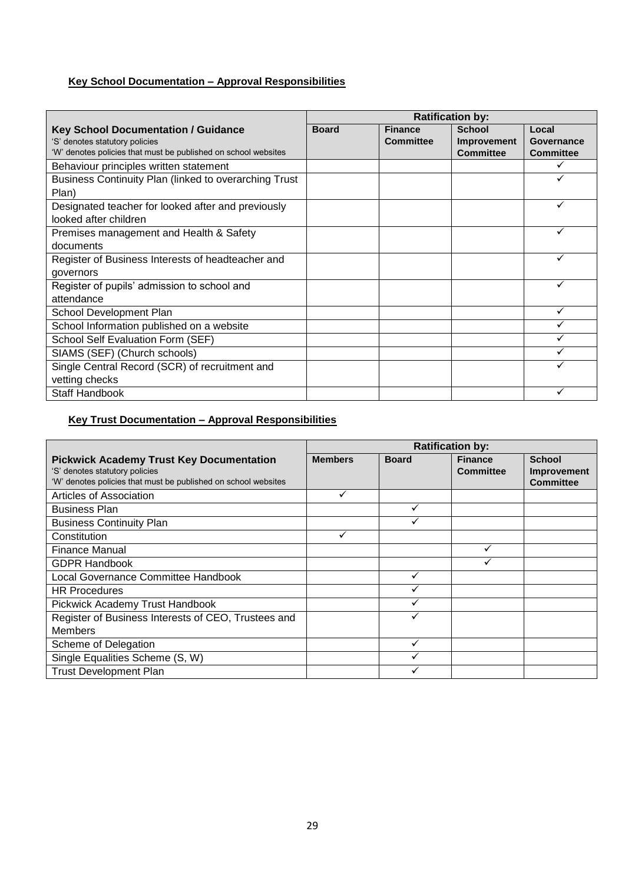**Key School Documentation – Approval Responsibilities**

| **Key School Documentation / Guidance**<br>'S' denotes statutory policies<br>'W' denotes policies that must be published on school websites | **Ratification by:** | | | |
|---|---|---|---|---|
| | **Board** | **Finance Committee** | **School Improvement Committee** | **Local Governance Committee** |
| Behaviour principles written statement | | | | ✓ |
| Business Continuity Plan (linked to overarching Trust Plan) | | | | ✓ |
| Designated teacher for looked after and previously looked after children | | | | ✓ |
| Premises management and Health & Safety documents | | | | ✓ |
| Register of Business Interests of headteacher and governors | | | | ✓ |
| Register of pupils' admission to school and attendance | | | | ✓ |
| School Development Plan | | | | ✓ |
| School Information published on a website | | | | ✓ |
| School Self Evaluation Form (SEF) | | | | ✓ |
| SIAMS (SEF) (Church schools) | | | | ✓ |
| Single Central Record (SCR) of recruitment and vetting checks | | | | ✓ |
| Staff Handbook | | | | ✓ |

**Key Trust Documentation – Approval Responsibilities**

| **Pickwick Academy Trust Key Documentation**<br>'S' denotes statutory policies<br>'W' denotes policies that must be published on school websites | **Ratification by:** | | | |
|---|---|---|---|---|
| | **Members** | **Board** | **Finance Committee** | **School Improvement Committee** |
| Articles of Association | ✓ | | | |
| Business Plan | | ✓ | | |
| Business Continuity Plan | | ✓ | | |
| Constitution | ✓ | | | |
| Finance Manual | | | ✓ | |
| GDPR Handbook | | | ✓ | |
| Local Governance Committee Handbook | | ✓ | | |
| HR Procedures | | ✓ | | |
| Pickwick Academy Trust Handbook | | ✓ | | |
| Register of Business Interests of CEO, Trustees and Members | | ✓ | | |
| Scheme of Delegation | | ✓ | | |
| Single Equalities Scheme (S, W) | | ✓ | | |
| Trust Development Plan | | ✓ | | |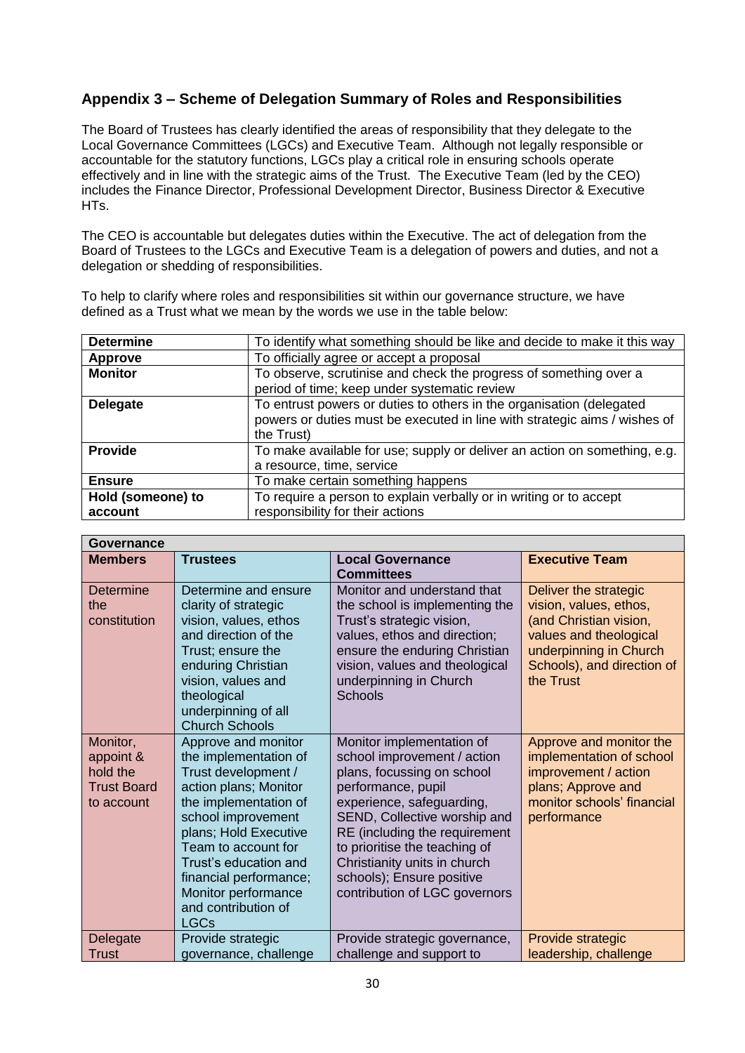## Appendix 3 – Scheme of Delegation Summary of Roles and Responsibilities

The Board of Trustees has clearly identified the areas of responsibility that they delegate to the Local Governance Committees (LGCs) and Executive Team. Although not legally responsible or accountable for the statutory functions, LGCs play a critical role in ensuring schools operate effectively and in line with the strategic aims of the Trust. The Executive Team (led by the CEO) includes the Finance Director, Professional Development Director, Business Director & Executive HTs.

The CEO is accountable but delegates duties within the Executive. The act of delegation from the Board of Trustees to the LGCs and Executive Team is a delegation of powers and duties, and not a delegation or shedding of responsibilities.

To help to clarify where roles and responsibilities sit within our governance structure, we have defined as a Trust what we mean by the words we use in the table below:

| | |
|---|---|
| **Determine** | To identify what something should be like and decide to make it this way |
| **Approve** | To officially agree or accept a proposal |
| **Monitor** | To observe, scrutinise and check the progress of something over a period of time; keep under systematic review |
| **Delegate** | To entrust powers or duties to others in the organisation (delegated powers or duties must be executed in line with strategic aims / wishes of the Trust) |
| **Provide** | To make available for use; supply or deliver an action on something, e.g. a resource, time, service |
| **Ensure** | To make certain something happens |
| **Hold (someone) to account** | To require a person to explain verbally or in writing or to accept responsibility for their actions |

| **Governance** | | | |
|---|---|---|---|
| **Members** | **Trustees** | **Local Governance Committees** | **Executive Team** |
| Determine the constitution | Determine and ensure clarity of strategic vision, values, ethos and direction of the Trust; ensure the enduring Christian vision, values and theological underpinning of all Church Schools | Monitor and understand that the school is implementing the Trust's strategic vision, values, ethos and direction; ensure the enduring Christian vision, values and theological underpinning in Church Schools | Deliver the strategic vision, values, ethos, (and Christian vision, values and theological underpinning in Church Schools), and direction of the Trust |
| Monitor, appoint & hold the Trust Board to account | Approve and monitor the implementation of Trust development / action plans; Monitor the implementation of school improvement plans; Hold Executive Team to account for Trust's education and financial performance; Monitor performance and contribution of LGCs | Monitor implementation of school improvement / action plans, focussing on school performance, pupil experience, safeguarding, SEND, Collective worship and RE (including the requirement to prioritise the teaching of Christianity units in church schools); Ensure positive contribution of LGC governors | Approve and monitor the implementation of school improvement / action plans; Approve and monitor schools' financial performance |
| Delegate Trust | Provide strategic governance, challenge | Provide strategic governance, challenge and support to | Provide strategic leadership, challenge |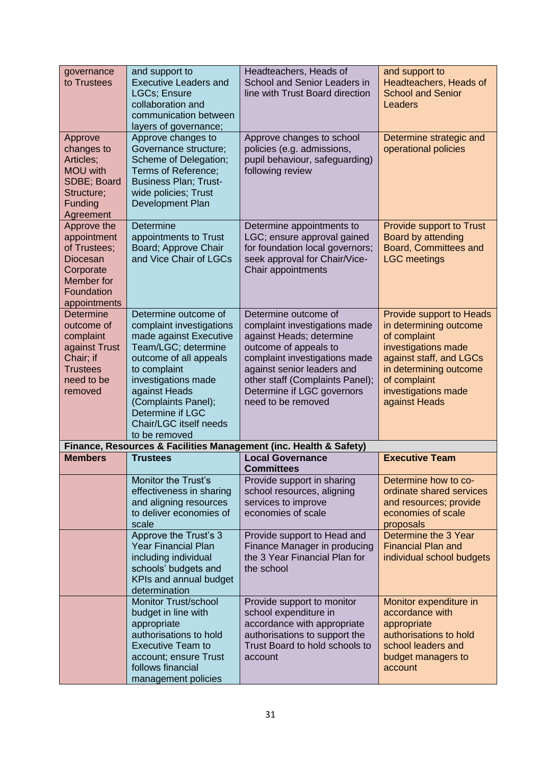| | | | |
|---|---|---|---|
| governance to Trustees | and support to Executive Leaders and LGCs; Ensure collaboration and communication between layers of governance; | Headteachers, Heads of School and Senior Leaders in line with Trust Board direction | and support to Headteachers, Heads of School and Senior Leaders |
| Approve changes to Articles; MOU with SDBE; Board Structure; Funding Agreement | Approve changes to Governance structure; Scheme of Delegation; Terms of Reference; Business Plan; Trust-wide policies; Trust Development Plan | Approve changes to school policies (e.g. admissions, pupil behaviour, safeguarding) following review | Determine strategic and operational policies |
| Approve the appointment of Trustees; Diocesan Corporate Member for Foundation appointments | Determine appointments to Trust Board; Approve Chair and Vice Chair of LGCs | Determine appointments to LGC; ensure approval gained for foundation local governors; seek approval for Chair/Vice-Chair appointments | Provide support to Trust Board by attending Board, Committees and LGC meetings |
| Determine outcome of complaint against Trust Chair; if Trustees need to be removed | Determine outcome of complaint investigations made against Executive Team/LGC; determine outcome of all appeals to complaint investigations made against Heads (Complaints Panel); Determine if LGC Chair/LGC itself needs to be removed | Determine outcome of complaint investigations made against Heads; determine outcome of appeals to complaint investigations made against senior leaders and other staff (Complaints Panel); Determine if LGC governors need to be removed | Provide support to Heads in determining outcome of complaint investigations made against staff, and LGCs in determining outcome of complaint investigations made against Heads |
| **Finance, Resources & Facilities Management (inc. Health & Safety)** | | | |
| **Members** | **Trustees** | **Local Governance Committees** | **Executive Team** |
| | Monitor the Trust's effectiveness in sharing and aligning resources to deliver economies of scale | Provide support in sharing school resources, aligning services to improve economies of scale | Determine how to co-ordinate shared services and resources; provide economies of scale proposals |
| | Approve the Trust's 3 Year Financial Plan including individual schools' budgets and KPIs and annual budget determination | Provide support to Head and Finance Manager in producing the 3 Year Financial Plan for the school | Determine the 3 Year Financial Plan and individual school budgets |
| | Monitor Trust/school budget in line with appropriate authorisations to hold Executive Team to account; ensure Trust follows financial management policies | Provide support to monitor school expenditure in accordance with appropriate authorisations to support the Trust Board to hold schools to account | Monitor expenditure in accordance with appropriate authorisations to hold school leaders and budget managers to account |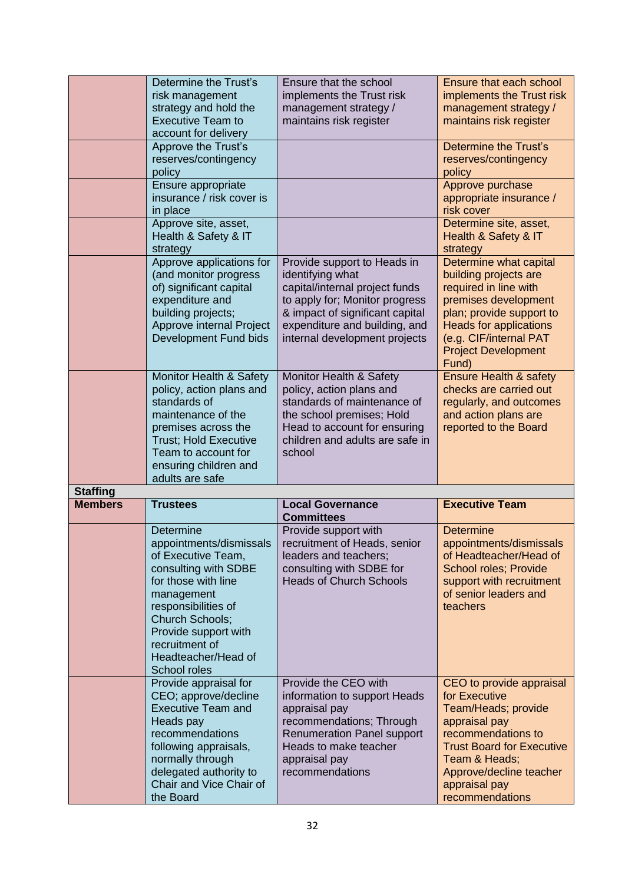| | | | |
|---|---|---|---|
| | Determine the Trust's risk management strategy and hold the Executive Team to account for delivery | Ensure that the school implements the Trust risk management strategy / maintains risk register | Ensure that each school implements the Trust risk management strategy / maintains risk register |
| | Approve the Trust's reserves/contingency policy | | Determine the Trust's reserves/contingency policy |
| | Ensure appropriate insurance / risk cover is in place | | Approve purchase appropriate insurance / risk cover |
| | Approve site, asset, Health & Safety & IT strategy | | Determine site, asset, Health & Safety & IT strategy |
| | Approve applications for (and monitor progress of) significant capital expenditure and building projects; Approve internal Project Development Fund bids | Provide support to Heads in identifying what capital/internal project funds to apply for; Monitor progress & impact of significant capital expenditure and building, and internal development projects | Determine what capital building projects are required in line with premises development plan; provide support to Heads for applications (e.g. CIF/internal PAT Project Development Fund) |
| | Monitor Health & Safety policy, action plans and standards of maintenance of the premises across the Trust; Hold Executive Team to account for ensuring children and adults are safe | Monitor Health & Safety policy, action plans and standards of maintenance of the school premises; Hold Head to account for ensuring children and adults are safe in school | Ensure Health & safety checks are carried out regularly, and outcomes and action plans are reported to the Board |
| **Staffing** | | | |
| **Members** | **Trustees** | **Local Governance Committees** | **Executive Team** |
| | Determine appointments/dismissals of Executive Team, consulting with SDBE for those with line management responsibilities of Church Schools; Provide support with recruitment of Headteacher/Head of School roles | Provide support with recruitment of Heads, senior leaders and teachers; consulting with SDBE for Heads of Church Schools | Determine appointments/dismissals of Headteacher/Head of School roles; Provide support with recruitment of senior leaders and teachers |
| | Provide appraisal for CEO; approve/decline Executive Team and Heads pay recommendations following appraisals, normally through delegated authority to Chair and Vice Chair of the Board | Provide the CEO with information to support Heads appraisal pay recommendations; Through Renumeration Panel support Heads to make teacher appraisal pay recommendations | CEO to provide appraisal for Executive Team/Heads; provide appraisal pay recommendations to Trust Board for Executive Team & Heads; Approve/decline teacher appraisal pay recommendations |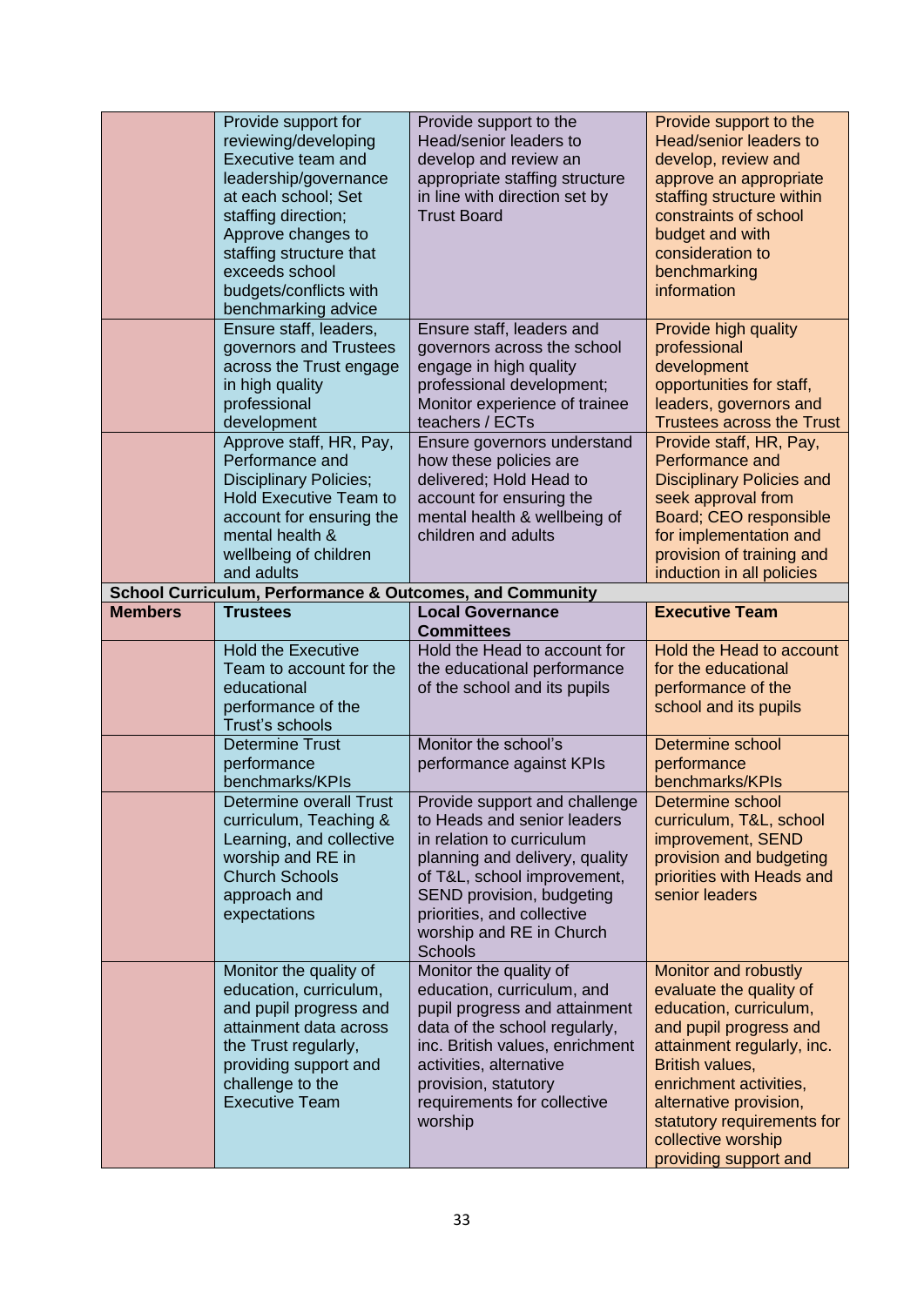| | | | |
|---|---|---|---|
| | Provide support for reviewing/developing Executive team and leadership/governance at each school; Set staffing direction; Approve changes to staffing structure that exceeds school budgets/conflicts with benchmarking advice | Provide support to the Head/senior leaders to develop and review an appropriate staffing structure in line with direction set by Trust Board | Provide support to the Head/senior leaders to develop, review and approve an appropriate staffing structure within constraints of school budget and with consideration to benchmarking information |
| | Ensure staff, leaders, governors and Trustees across the Trust engage in high quality professional development | Ensure staff, leaders and governors across the school engage in high quality professional development; Monitor experience of trainee teachers / ECTs | Provide high quality professional development opportunities for staff, leaders, governors and Trustees across the Trust |
| | Approve staff, HR, Pay, Performance and Disciplinary Policies; Hold Executive Team to account for ensuring the mental health & wellbeing of children and adults | Ensure governors understand how these policies are delivered; Hold Head to account for ensuring the mental health & wellbeing of children and adults | Provide staff, HR, Pay, Performance and Disciplinary Policies and seek approval from Board; CEO responsible for implementation and provision of training and induction in all policies |
| **School Curriculum, Performance & Outcomes, and Community** | | | |
| **Members** | **Trustees** | **Local Governance Committees** | **Executive Team** |
| | Hold the Executive Team to account for the educational performance of the Trust's schools | Hold the Head to account for the educational performance of the school and its pupils | Hold the Head to account for the educational performance of the school and its pupils |
| | Determine Trust performance benchmarks/KPIs | Monitor the school's performance against KPIs | Determine school performance benchmarks/KPIs |
| | Determine overall Trust curriculum, Teaching & Learning, and collective worship and RE in Church Schools approach and expectations | Provide support and challenge to Heads and senior leaders in relation to curriculum planning and delivery, quality of T&L, school improvement, SEND provision, budgeting priorities, and collective worship and RE in Church Schools | Determine school curriculum, T&L, school improvement, SEND provision and budgeting priorities with Heads and senior leaders |
| | Monitor the quality of education, curriculum, and pupil progress and attainment data across the Trust regularly, providing support and challenge to the Executive Team | Monitor the quality of education, curriculum, and pupil progress and attainment data of the school regularly, inc. British values, enrichment activities, alternative provision, statutory requirements for collective worship | Monitor and robustly evaluate the quality of education, curriculum, and pupil progress and attainment regularly, inc. British values, enrichment activities, alternative provision, statutory requirements for collective worship providing support and |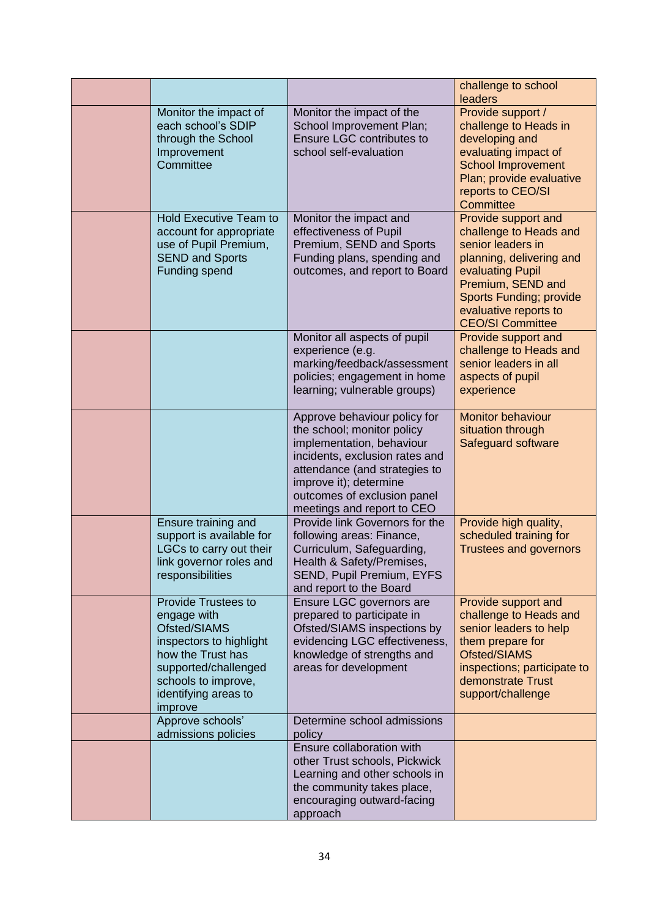| | | | |
|---|---|---|---|
| | | | challenge to school leaders |
| | Monitor the impact of each school's SDIP through the School Improvement Committee | Monitor the impact of the School Improvement Plan; Ensure LGC contributes to school self-evaluation | Provide support / challenge to Heads in developing and evaluating impact of School Improvement Plan; provide evaluative reports to CEO/SI Committee |
| | Hold Executive Team to account for appropriate use of Pupil Premium, SEND and Sports Funding spend | Monitor the impact and effectiveness of Pupil Premium, SEND and Sports Funding plans, spending and outcomes, and report to Board | Provide support and challenge to Heads and senior leaders in planning, delivering and evaluating Pupil Premium, SEND and Sports Funding; provide evaluative reports to CEO/SI Committee |
| | | Monitor all aspects of pupil experience (e.g. marking/feedback/assessment policies; engagement in home learning; vulnerable groups) | Provide support and challenge to Heads and senior leaders in all aspects of pupil experience |
| | | Approve behaviour policy for the school; monitor policy implementation, behaviour incidents, exclusion rates and attendance (and strategies to improve it); determine outcomes of exclusion panel meetings and report to CEO | Monitor behaviour situation through Safeguard software |
| | Ensure training and support is available for LGCs to carry out their link governor roles and responsibilities | Provide link Governors for the following areas: Finance, Curriculum, Safeguarding, Health & Safety/Premises, SEND, Pupil Premium, EYFS and report to the Board | Provide high quality, scheduled training for Trustees and governors |
| | Provide Trustees to engage with Ofsted/SIAMS inspectors to highlight how the Trust has supported/challenged schools to improve, identifying areas to improve | Ensure LGC governors are prepared to participate in Ofsted/SIAMS inspections by evidencing LGC effectiveness, knowledge of strengths and areas for development | Provide support and challenge to Heads and senior leaders to help them prepare for Ofsted/SIAMS inspections; participate to demonstrate Trust support/challenge |
| | Approve schools' admissions policies | Determine school admissions policy | |
| | | Ensure collaboration with other Trust schools, Pickwick Learning and other schools in the community takes place, encouraging outward-facing approach | |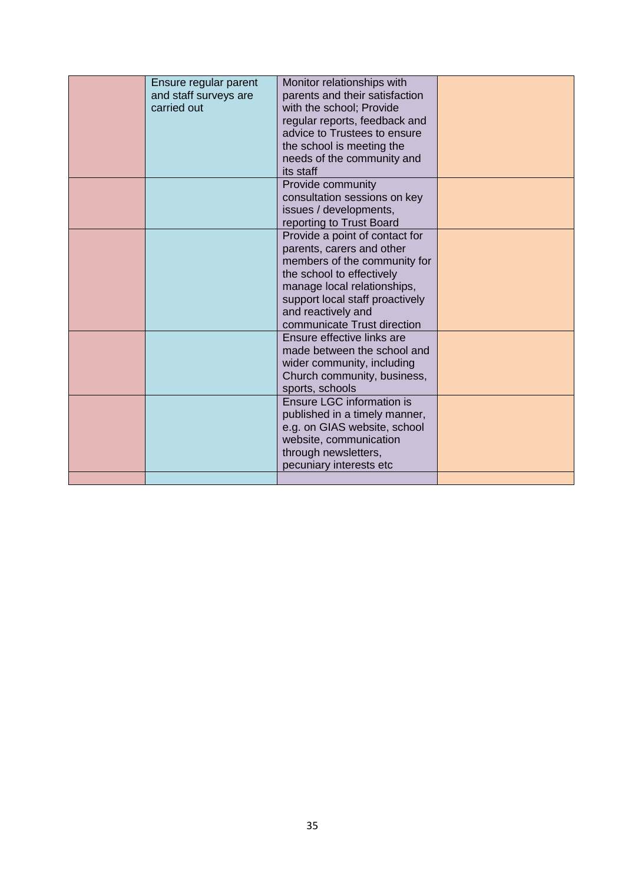| | | | |
|---|---|---|---|
| | Ensure regular parent and staff surveys are carried out | Monitor relationships with parents and their satisfaction with the school; Provide regular reports, feedback and advice to Trustees to ensure the school is meeting the needs of the community and its staff | |
| | | Provide community consultation sessions on key issues / developments, reporting to Trust Board | |
| | | Provide a point of contact for parents, carers and other members of the community for the school to effectively manage local relationships, support local staff proactively and reactively and communicate Trust direction | |
| | | Ensure effective links are made between the school and wider community, including Church community, business, sports, schools | |
| | | Ensure LGC information is published in a timely manner, e.g. on GIAS website, school website, communication through newsletters, pecuniary interests etc | |
| | | | |